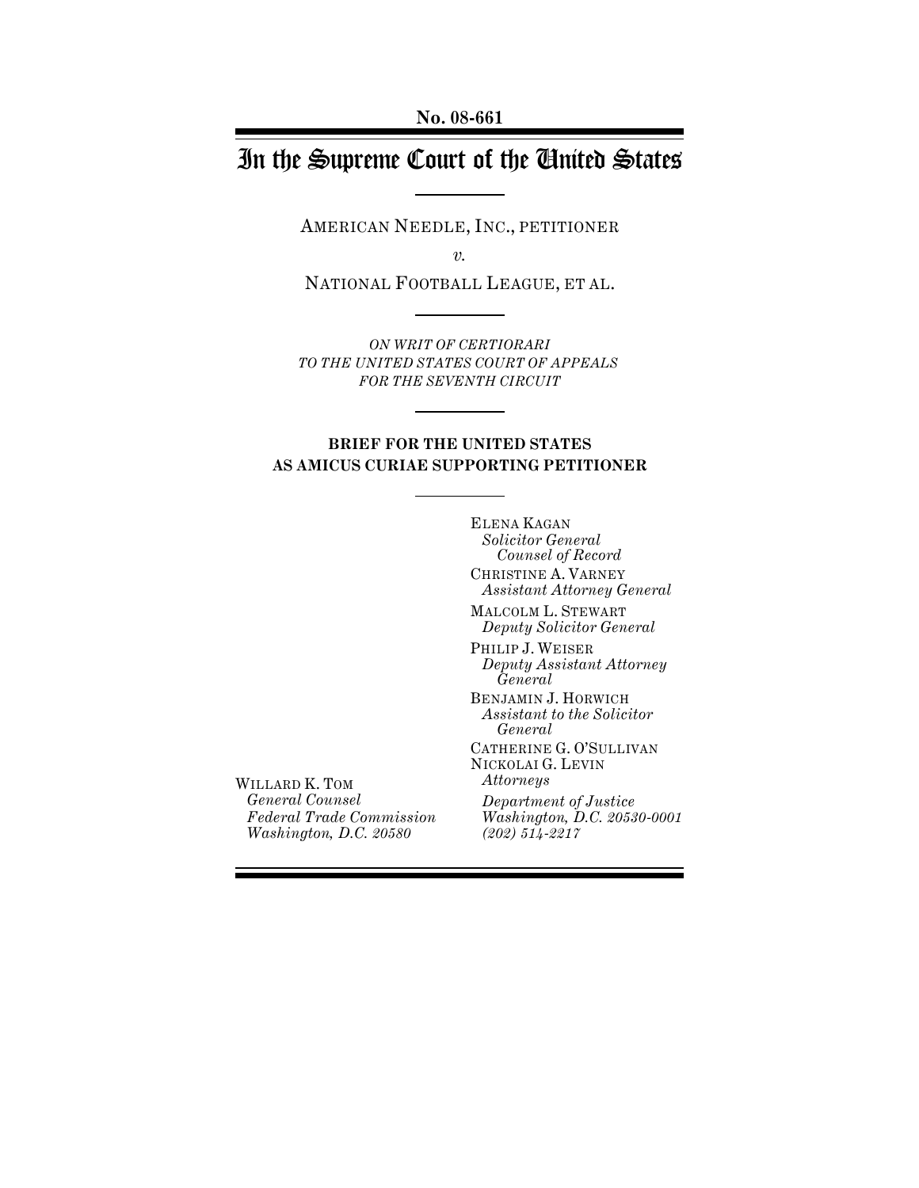No. 08-661

# In the Supreme Court of the United States

AMERICAN NEEDLE, INC., PETITIONER

*v.*

NATIONAL FOOTBALL LEAGUE, ET AL.

*ON WRIT OF CERTIORARI TO THE UNITED STATES COURT OF APPEALS FOR THE SEVENTH CIRCUIT*

**BRIEF FOR THE UNITED STATES AS AMICUS CURIAE SUPPORTING PETITIONER**

ELENA KAGAN
*Solicitor General*
*Counsel of Record*

CHRISTINE A. VARNEY
*Assistant Attorney General*

MALCOLM L. STEWART
*Deputy Solicitor General*

PHILIP J. WEISER
*Deputy Assistant Attorney General*

BENJAMIN J. HORWICH
*Assistant to the Solicitor General*

CATHERINE G. O'SULLIVAN
NICKOLAI G. LEVIN
*Attorneys*

*Department of Justice*
*Washington, D.C. 20530-0001*
*(202) 514-2217*

WILLARD K. TOM
*General Counsel*
*Federal Trade Commission*
*Washington, D.C. 20580*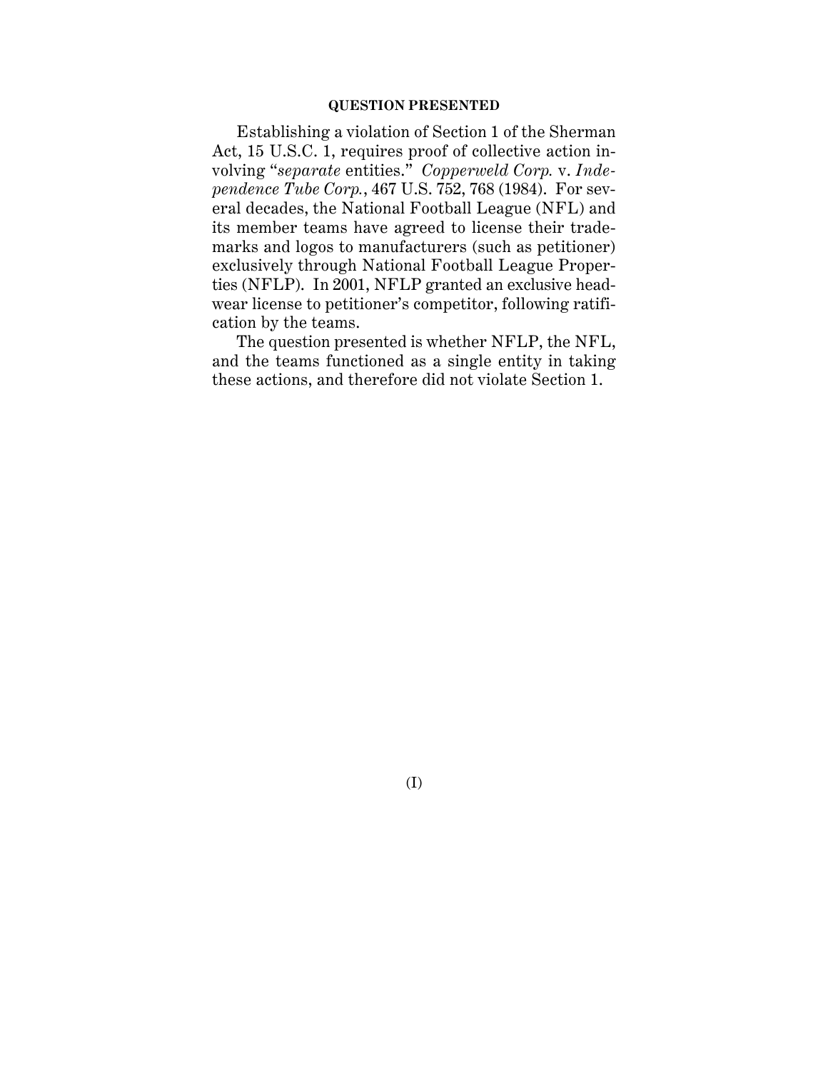## QUESTION PRESENTED

Establishing a violation of Section 1 of the Sherman Act, 15 U.S.C. 1, requires proof of collective action involving "*separate* entities." *Copperweld Corp.* v. *Independence Tube Corp.*, 467 U.S. 752, 768 (1984). For several decades, the National Football League (NFL) and its member teams have agreed to license their trademarks and logos to manufacturers (such as petitioner) exclusively through National Football League Properties (NFLP). In 2001, NFLP granted an exclusive headwear license to petitioner's competitor, following ratification by the teams.

The question presented is whether NFLP, the NFL, and the teams functioned as a single entity in taking these actions, and therefore did not violate Section 1.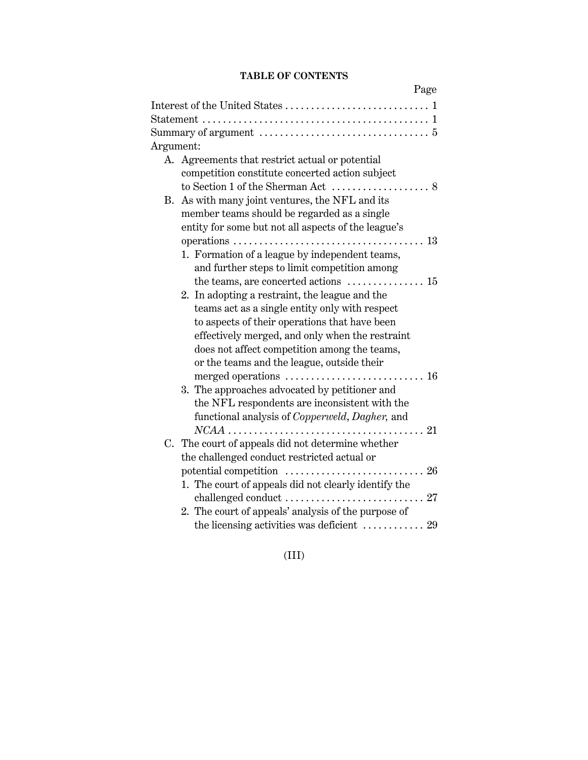## TABLE OF CONTENTS

| | Page |
|---|---|
| Interest of the United States | 1 |
| Statement | 1 |
| Summary of argument | 5 |
| Argument: | |
| A. Agreements that restrict actual or potential competition constitute concerted action subject to Section 1 of the Sherman Act | 8 |
| B. As with many joint ventures, the NFL and its member teams should be regarded as a single entity for some but not all aspects of the league's operations | 13 |
| 1. Formation of a league by independent teams, and further steps to limit competition among the teams, are concerted actions | 15 |
| 2. In adopting a restraint, the league and the teams act as a single entity only with respect to aspects of their operations that have been effectively merged, and only when the restraint does not affect competition among the teams, or the teams and the league, outside their merged operations | 16 |
| 3. The approaches advocated by petitioner and the NFL respondents are inconsistent with the functional analysis of *Copperweld*, *Dagher,* and *NCAA* | 21 |
| C. The court of appeals did not determine whether the challenged conduct restricted actual or potential competition | 26 |
| 1. The court of appeals did not clearly identify the challenged conduct | 27 |
| 2. The court of appeals' analysis of the purpose of the licensing activities was deficient | 29 |

(III)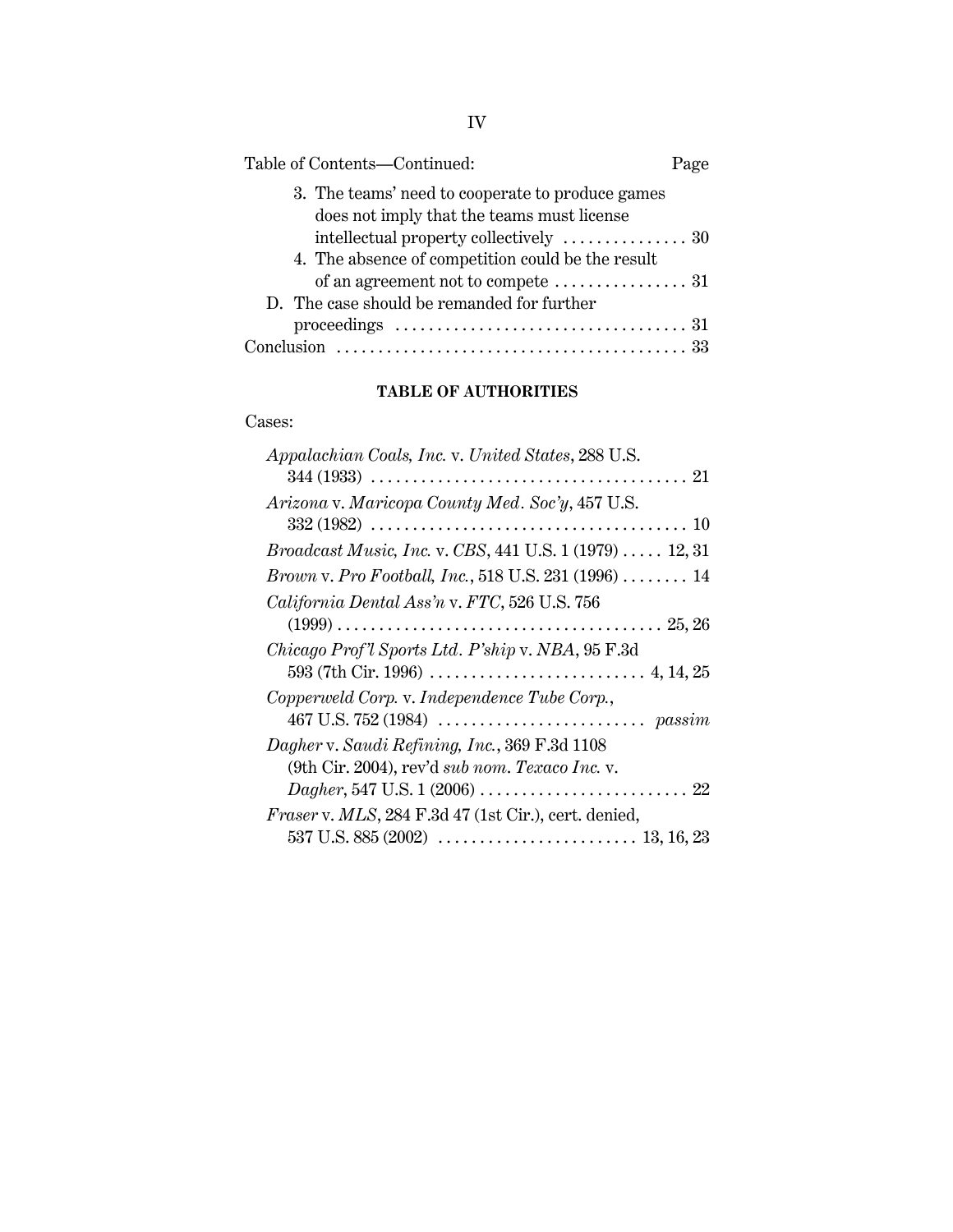Table of Contents—Continued: Page

3. The teams' need to cooperate to produce games does not imply that the teams must license intellectual property collectively . . . . . . . . . . . . . . . 30
4. The absence of competition could be the result of an agreement not to compete . . . . . . . . . . . . . . . . 31

D. The case should be remanded for further proceedings . . . . . . . . . . . . . . . . . . . . . . . . . . . . . . . . . . . 31

Conclusion . . . . . . . . . . . . . . . . . . . . . . . . . . . . . . . . . . . . . . . . . 33

## TABLE OF AUTHORITIES

Cases:

*Appalachian Coals, Inc.* v. *United States*, 288 U.S. 344 (1933) . . . . . . . . . . . . . . . . . . . . . . . . . . . . . . . . . . . . . . 21

*Arizona* v. *Maricopa County Med. Soc'y*, 457 U.S. 332 (1982) . . . . . . . . . . . . . . . . . . . . . . . . . . . . . . . . . . . . . . 10

*Broadcast Music, Inc.* v. *CBS*, 441 U.S. 1 (1979) . . . . . 12, 31

*Brown* v. *Pro Football, Inc.*, 518 U.S. 231 (1996) . . . . . . . . 14

*California Dental Ass'n* v. *FTC*, 526 U.S. 756 (1999) . . . . . . . . . . . . . . . . . . . . . . . . . . . . . . . . . . . . . . . 25, 26

*Chicago Prof'l Sports Ltd. P'ship* v. *NBA*, 95 F.3d 593 (7th Cir. 1996) . . . . . . . . . . . . . . . . . . . . . . . . . . 4, 14, 25

*Copperweld Corp.* v. *Independence Tube Corp.*, 467 U.S. 752 (1984) . . . . . . . . . . . . . . . . . . . . . . . . . *passim*

*Dagher* v. *Saudi Refining, Inc.*, 369 F.3d 1108 (9th Cir. 2004), rev'd *sub nom. Texaco Inc.* v. *Dagher*, 547 U.S. 1 (2006) . . . . . . . . . . . . . . . . . . . . . . . . . 22

*Fraser* v. *MLS*, 284 F.3d 47 (1st Cir.), cert. denied, 537 U.S. 885 (2002) . . . . . . . . . . . . . . . . . . . . . . . . 13, 16, 23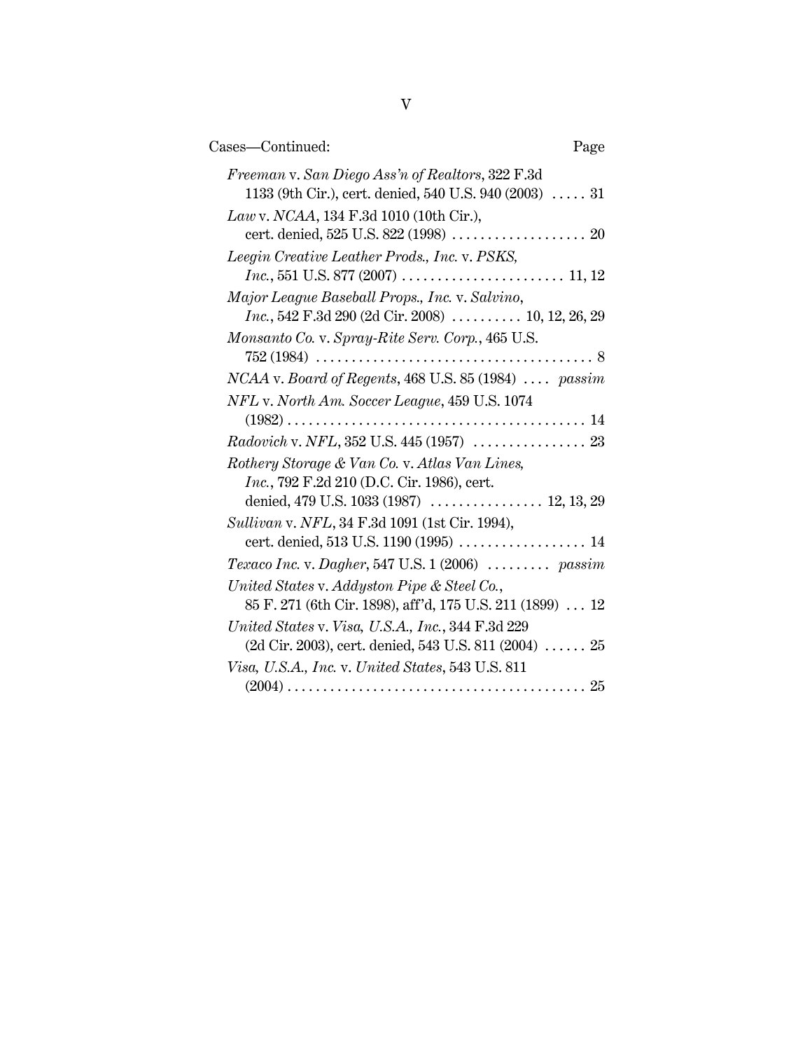Cases—Continued: Page

*Freeman* v. *San Diego Ass'n of Realtors*, 322 F.3d 1133 (9th Cir.), cert. denied, 540 U.S. 940 (2003) . . . . . 31

*Law* v. *NCAA*, 134 F.3d 1010 (10th Cir.), cert. denied, 525 U.S. 822 (1998) . . . . . . . . . . . . . . . . . . . 20

*Leegin Creative Leather Prods., Inc.* v. *PSKS, Inc.*, 551 U.S. 877 (2007) . . . . . . . . . . . . . . . . . . . . . . . 11, 12

*Major League Baseball Props., Inc.* v. *Salvino, Inc.*, 542 F.3d 290 (2d Cir. 2008) . . . . . . . . . . 10, 12, 26, 29

*Monsanto Co.* v. *Spray-Rite Serv. Corp.*, 465 U.S. 752 (1984) . . . . . . . . . . . . . . . . . . . . . . . . . . . . . . . . . . . . . . . 8

*NCAA* v. *Board of Regents*, 468 U.S. 85 (1984) . . . . *passim*

*NFL* v. *North Am. Soccer League*, 459 U.S. 1074 (1982) . . . . . . . . . . . . . . . . . . . . . . . . . . . . . . . . . . . . . . . . . . 14

*Radovich* v. *NFL*, 352 U.S. 445 (1957) . . . . . . . . . . . . . . . . 23

*Rothery Storage & Van Co.* v. *Atlas Van Lines, Inc.*, 792 F.2d 210 (D.C. Cir. 1986), cert. denied, 479 U.S. 1033 (1987) . . . . . . . . . . . . . . . . 12, 13, 29

*Sullivan* v. *NFL*, 34 F.3d 1091 (1st Cir. 1994), cert. denied, 513 U.S. 1190 (1995) . . . . . . . . . . . . . . . . . . 14

*Texaco Inc.* v. *Dagher*, 547 U.S. 1 (2006) . . . . . . . . . *passim*

*United States* v. *Addyston Pipe & Steel Co.*, 85 F. 271 (6th Cir. 1898), aff'd, 175 U.S. 211 (1899) . . . 12

*United States* v. *Visa, U.S.A., Inc.*, 344 F.3d 229 (2d Cir. 2003), cert. denied, 543 U.S. 811 (2004) . . . . . . 25

*Visa, U.S.A., Inc.* v. *United States*, 543 U.S. 811 (2004) . . . . . . . . . . . . . . . . . . . . . . . . . . . . . . . . . . . . . . . . . . 25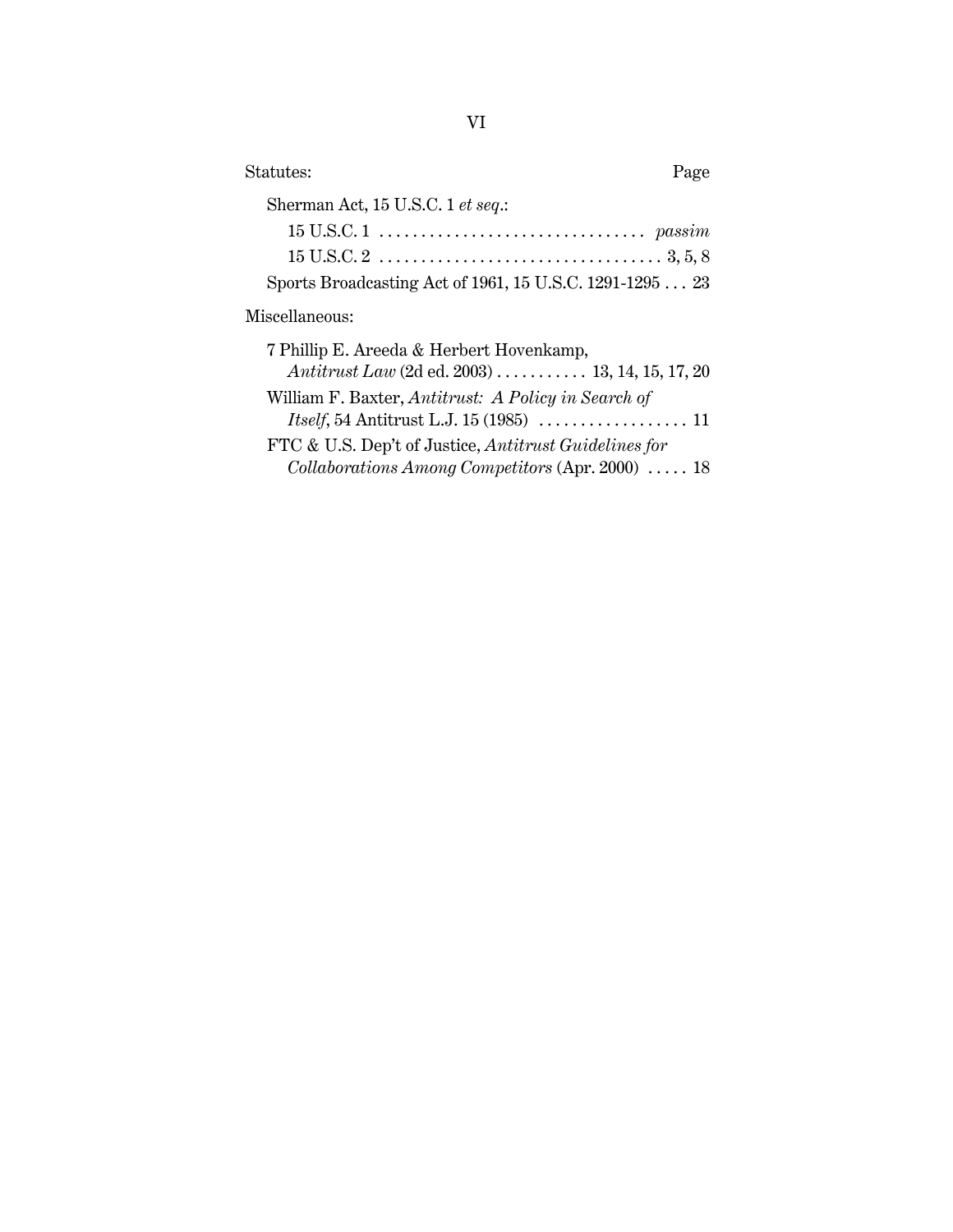Statutes: Page

Sherman Act, 15 U.S.C. 1 *et seq.*:

- 15 U.S.C. 1 . . . . . . . . . . . . . . . . . . . . . . . . . . . . . . . . *passim*
- 15 U.S.C. 2 . . . . . . . . . . . . . . . . . . . . . . . . . . . . . . . . . . 3, 5, 8

Sports Broadcasting Act of 1961, 15 U.S.C. 1291-1295 . . . 23

Miscellaneous:

7 Phillip E. Areeda & Herbert Hovenkamp, *Antitrust Law* (2d ed. 2003) . . . . . . . . . . . 13, 14, 15, 17, 20

William F. Baxter, *Antitrust: A Policy in Search of Itself*, 54 Antitrust L.J. 15 (1985) . . . . . . . . . . . . . . . . . . 11

FTC & U.S. Dep't of Justice, *Antitrust Guidelines for Collaborations Among Competitors* (Apr. 2000) . . . . . 18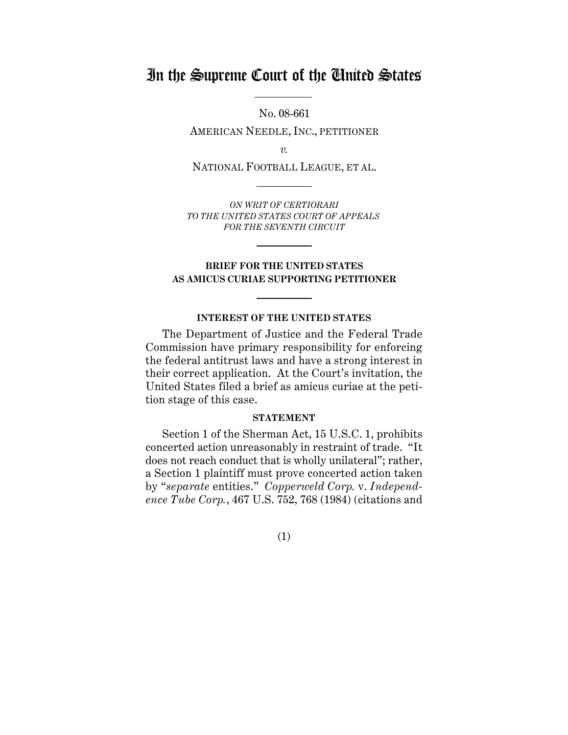# In the Supreme Court of the United States

No. 08-661

AMERICAN NEEDLE, INC., PETITIONER

*v.*

NATIONAL FOOTBALL LEAGUE, ET AL.

*ON WRIT OF CERTIORARI TO THE UNITED STATES COURT OF APPEALS FOR THE SEVENTH CIRCUIT*

**BRIEF FOR THE UNITED STATES AS AMICUS CURIAE SUPPORTING PETITIONER**

## INTEREST OF THE UNITED STATES

The Department of Justice and the Federal Trade Commission have primary responsibility for enforcing the federal antitrust laws and have a strong interest in their correct application. At the Court's invitation, the United States filed a brief as amicus curiae at the petition stage of this case.

## STATEMENT

Section 1 of the Sherman Act, 15 U.S.C. 1, prohibits concerted action unreasonably in restraint of trade. "It does not reach conduct that is wholly unilateral"; rather, a Section 1 plaintiff must prove concerted action taken by "*separate* entities." *Copperweld Corp.* v. *Independence Tube Corp.*, 467 U.S. 752, 768 (1984) (citations and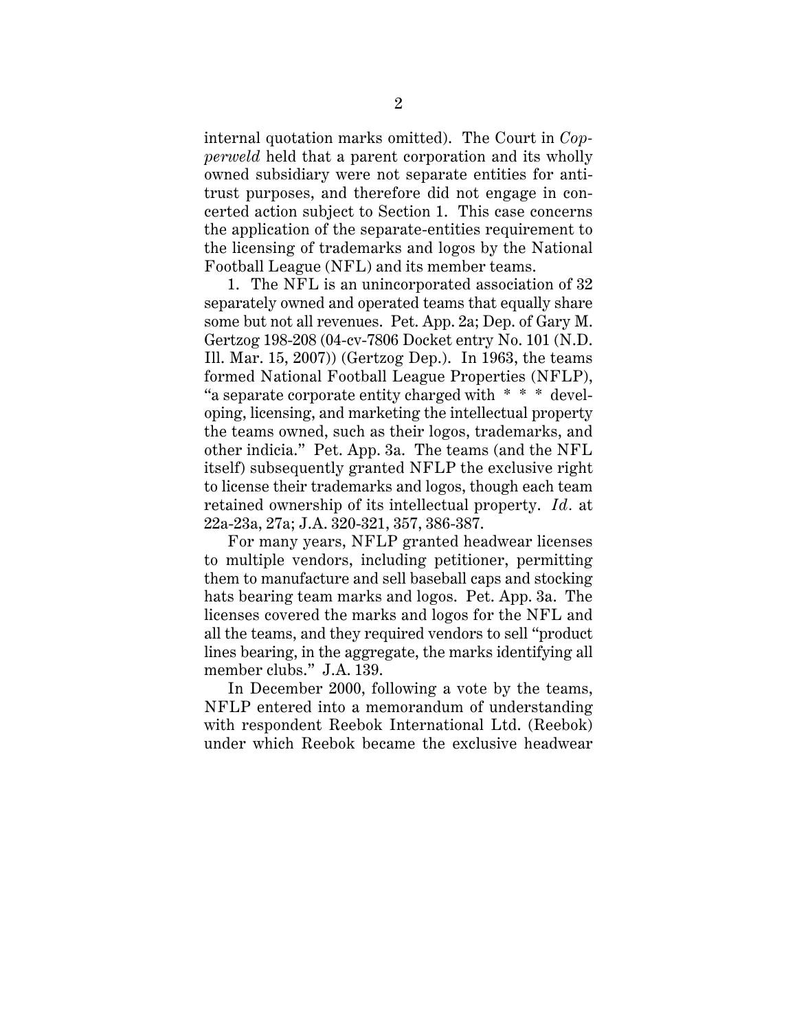internal quotation marks omitted). The Court in *Copperweld* held that a parent corporation and its wholly owned subsidiary were not separate entities for antitrust purposes, and therefore did not engage in concerted action subject to Section 1. This case concerns the application of the separate-entities requirement to the licensing of trademarks and logos by the National Football League (NFL) and its member teams.

1. The NFL is an unincorporated association of 32 separately owned and operated teams that equally share some but not all revenues. Pet. App. 2a; Dep. of Gary M. Gertzog 198-208 (04-cv-7806 Docket entry No. 101 (N.D. Ill. Mar. 15, 2007)) (Gertzog Dep.). In 1963, the teams formed National Football League Properties (NFLP), "a separate corporate entity charged with * * * developing, licensing, and marketing the intellectual property the teams owned, such as their logos, trademarks, and other indicia." Pet. App. 3a. The teams (and the NFL itself) subsequently granted NFLP the exclusive right to license their trademarks and logos, though each team retained ownership of its intellectual property. *Id*. at 22a-23a, 27a; J.A. 320-321, 357, 386-387.

For many years, NFLP granted headwear licenses to multiple vendors, including petitioner, permitting them to manufacture and sell baseball caps and stocking hats bearing team marks and logos. Pet. App. 3a. The licenses covered the marks and logos for the NFL and all the teams, and they required vendors to sell "product lines bearing, in the aggregate, the marks identifying all member clubs." J.A. 139.

In December 2000, following a vote by the teams, NFLP entered into a memorandum of understanding with respondent Reebok International Ltd. (Reebok) under which Reebok became the exclusive headwear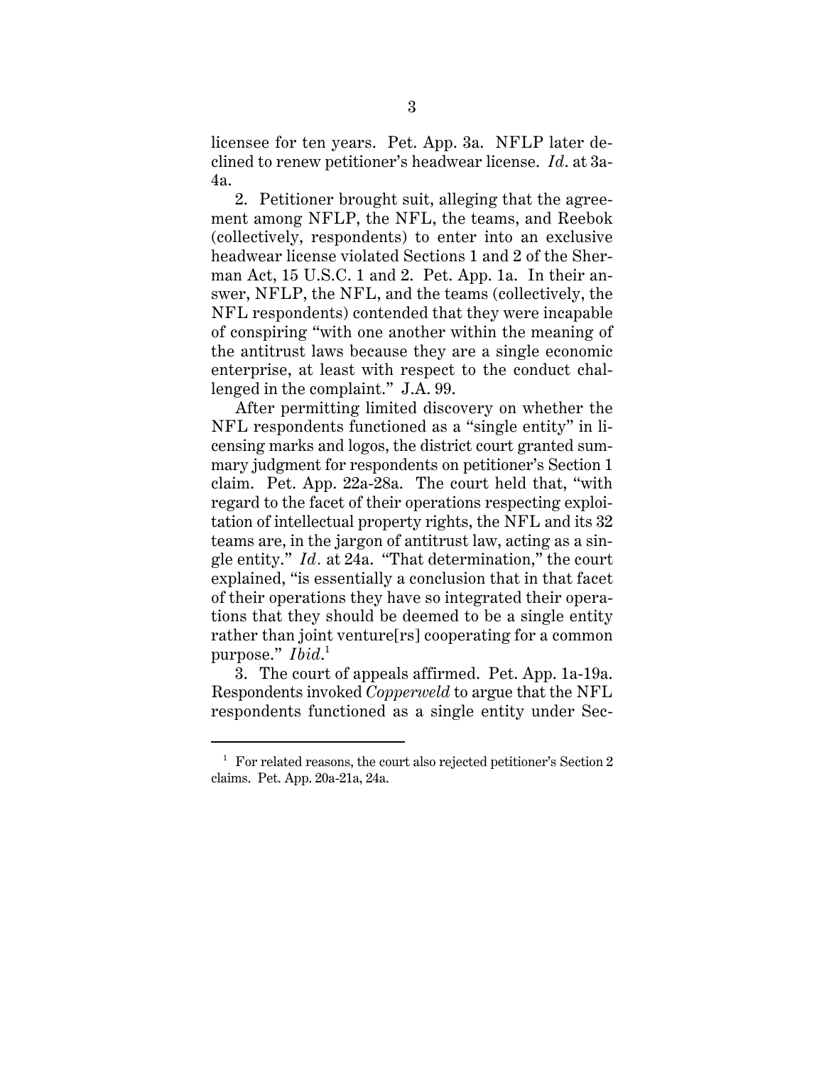licensee for ten years. Pet. App. 3a. NFLP later declined to renew petitioner's headwear license. *Id*. at 3a-4a.

2. Petitioner brought suit, alleging that the agreement among NFLP, the NFL, the teams, and Reebok (collectively, respondents) to enter into an exclusive headwear license violated Sections 1 and 2 of the Sherman Act, 15 U.S.C. 1 and 2. Pet. App. 1a. In their answer, NFLP, the NFL, and the teams (collectively, the NFL respondents) contended that they were incapable of conspiring "with one another within the meaning of the antitrust laws because they are a single economic enterprise, at least with respect to the conduct challenged in the complaint." J.A. 99.

After permitting limited discovery on whether the NFL respondents functioned as a "single entity" in licensing marks and logos, the district court granted summary judgment for respondents on petitioner's Section 1 claim. Pet. App. 22a-28a. The court held that, "with regard to the facet of their operations respecting exploitation of intellectual property rights, the NFL and its 32 teams are, in the jargon of antitrust law, acting as a single entity." *Id*. at 24a. "That determination," the court explained, "is essentially a conclusion that in that facet of their operations they have so integrated their operations that they should be deemed to be a single entity rather than joint venture[rs] cooperating for a common purpose." *Ibid*.[1]

3. The court of appeals affirmed. Pet. App. 1a-19a. Respondents invoked *Copperweld* to argue that the NFL respondents functioned as a single entity under Sec-

[1] For related reasons, the court also rejected petitioner's Section 2 claims. Pet. App. 20a-21a, 24a.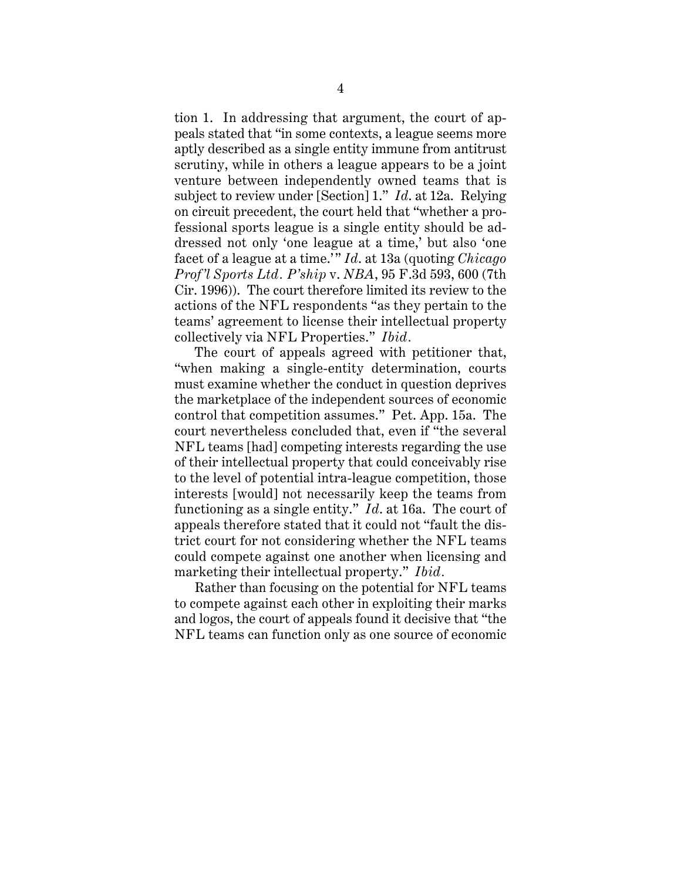tion 1. In addressing that argument, the court of appeals stated that "in some contexts, a league seems more aptly described as a single entity immune from antitrust scrutiny, while in others a league appears to be a joint venture between independently owned teams that is subject to review under [Section] 1." *Id.* at 12a. Relying on circuit precedent, the court held that "whether a professional sports league is a single entity should be addressed not only 'one league at a time,' but also 'one facet of a league at a time.'" *Id.* at 13a (quoting *Chicago Prof'l Sports Ltd. P'ship* v. *NBA*, 95 F.3d 593, 600 (7th Cir. 1996)). The court therefore limited its review to the actions of the NFL respondents "as they pertain to the teams' agreement to license their intellectual property collectively via NFL Properties." *Ibid.*

The court of appeals agreed with petitioner that, "when making a single-entity determination, courts must examine whether the conduct in question deprives the marketplace of the independent sources of economic control that competition assumes." Pet. App. 15a. The court nevertheless concluded that, even if "the several NFL teams [had] competing interests regarding the use of their intellectual property that could conceivably rise to the level of potential intra-league competition, those interests [would] not necessarily keep the teams from functioning as a single entity." *Id.* at 16a. The court of appeals therefore stated that it could not "fault the district court for not considering whether the NFL teams could compete against one another when licensing and marketing their intellectual property." *Ibid.*

Rather than focusing on the potential for NFL teams to compete against each other in exploiting their marks and logos, the court of appeals found it decisive that "the NFL teams can function only as one source of economic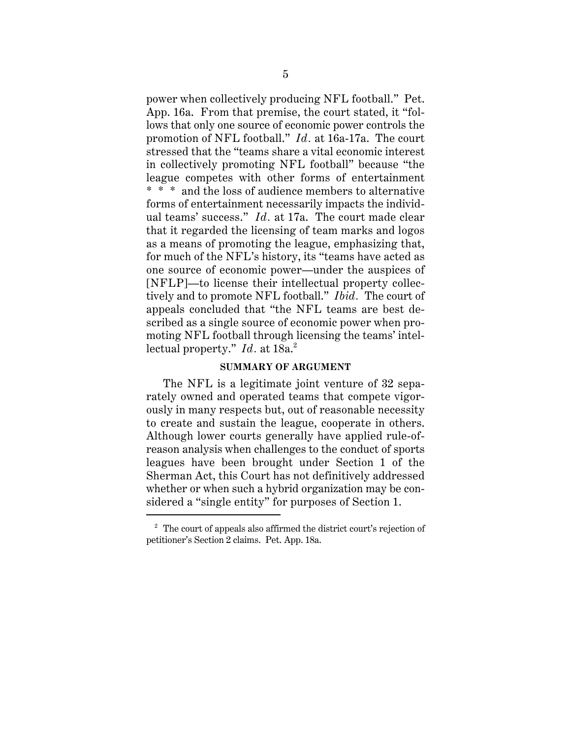power when collectively producing NFL football." Pet. App. 16a. From that premise, the court stated, it "follows that only one source of economic power controls the promotion of NFL football." *Id.* at 16a-17a. The court stressed that the "teams share a vital economic interest in collectively promoting NFL football" because "the league competes with other forms of entertainment * * * and the loss of audience members to alternative forms of entertainment necessarily impacts the individual teams' success." *Id.* at 17a. The court made clear that it regarded the licensing of team marks and logos as a means of promoting the league, emphasizing that, for much of the NFL's history, its "teams have acted as one source of economic power—under the auspices of [NFLP]—to license their intellectual property collectively and to promote NFL football." *Ibid.* The court of appeals concluded that "the NFL teams are best described as a single source of economic power when promoting NFL football through licensing the teams' intellectual property." *Id.* at 18a.[2]

## SUMMARY OF ARGUMENT

The NFL is a legitimate joint venture of 32 separately owned and operated teams that compete vigorously in many respects but, out of reasonable necessity to create and sustain the league, cooperate in others. Although lower courts generally have applied rule-of-reason analysis when challenges to the conduct of sports leagues have been brought under Section 1 of the Sherman Act, this Court has not definitively addressed whether or when such a hybrid organization may be considered a "single entity" for purposes of Section 1.

---

[2] The court of appeals also affirmed the district court's rejection of petitioner's Section 2 claims. Pet. App. 18a.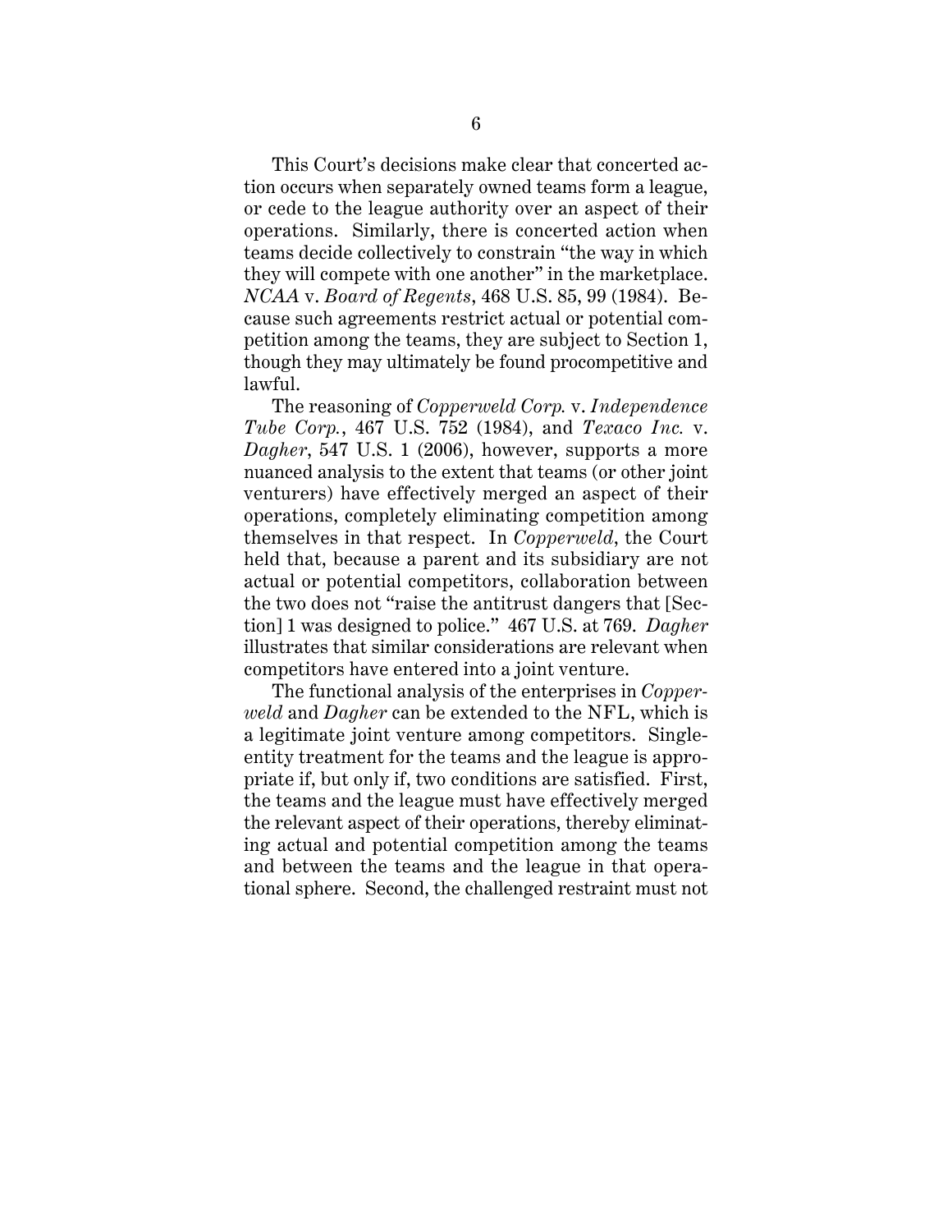This Court's decisions make clear that concerted action occurs when separately owned teams form a league, or cede to the league authority over an aspect of their operations. Similarly, there is concerted action when teams decide collectively to constrain "the way in which they will compete with one another" in the marketplace. *NCAA* v. *Board of Regents*, 468 U.S. 85, 99 (1984). Because such agreements restrict actual or potential competition among the teams, they are subject to Section 1, though they may ultimately be found procompetitive and lawful.

The reasoning of *Copperweld Corp.* v. *Independence Tube Corp.*, 467 U.S. 752 (1984), and *Texaco Inc.* v. *Dagher*, 547 U.S. 1 (2006), however, supports a more nuanced analysis to the extent that teams (or other joint venturers) have effectively merged an aspect of their operations, completely eliminating competition among themselves in that respect. In *Copperweld*, the Court held that, because a parent and its subsidiary are not actual or potential competitors, collaboration between the two does not "raise the antitrust dangers that [Section] 1 was designed to police." 467 U.S. at 769. *Dagher* illustrates that similar considerations are relevant when competitors have entered into a joint venture.

The functional analysis of the enterprises in *Copperweld* and *Dagher* can be extended to the NFL, which is a legitimate joint venture among competitors. Single-entity treatment for the teams and the league is appropriate if, but only if, two conditions are satisfied. First, the teams and the league must have effectively merged the relevant aspect of their operations, thereby eliminating actual and potential competition among the teams and between the teams and the league in that operational sphere. Second, the challenged restraint must not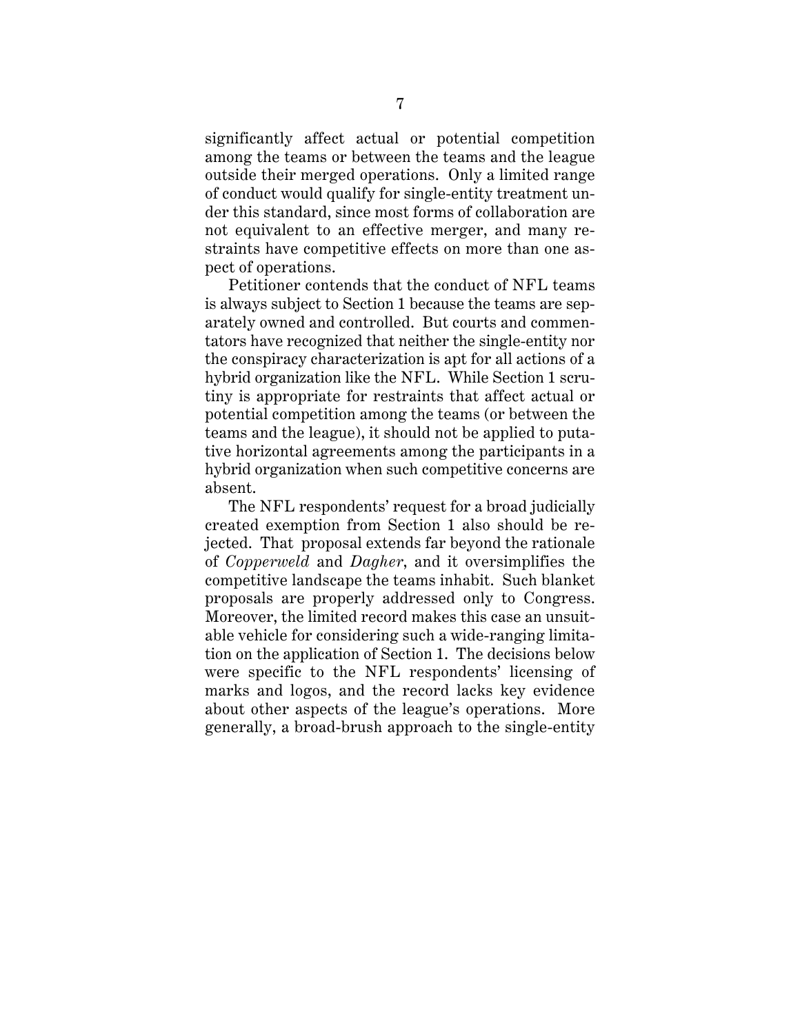significantly affect actual or potential competition among the teams or between the teams and the league outside their merged operations. Only a limited range of conduct would qualify for single-entity treatment under this standard, since most forms of collaboration are not equivalent to an effective merger, and many restraints have competitive effects on more than one aspect of operations.

Petitioner contends that the conduct of NFL teams is always subject to Section 1 because the teams are separately owned and controlled. But courts and commentators have recognized that neither the single-entity nor the conspiracy characterization is apt for all actions of a hybrid organization like the NFL. While Section 1 scrutiny is appropriate for restraints that affect actual or potential competition among the teams (or between the teams and the league), it should not be applied to putative horizontal agreements among the participants in a hybrid organization when such competitive concerns are absent.

The NFL respondents' request for a broad judicially created exemption from Section 1 also should be rejected. That proposal extends far beyond the rationale of *Copperweld* and *Dagher*, and it oversimplifies the competitive landscape the teams inhabit. Such blanket proposals are properly addressed only to Congress. Moreover, the limited record makes this case an unsuitable vehicle for considering such a wide-ranging limitation on the application of Section 1. The decisions below were specific to the NFL respondents' licensing of marks and logos, and the record lacks key evidence about other aspects of the league's operations. More generally, a broad-brush approach to the single-entity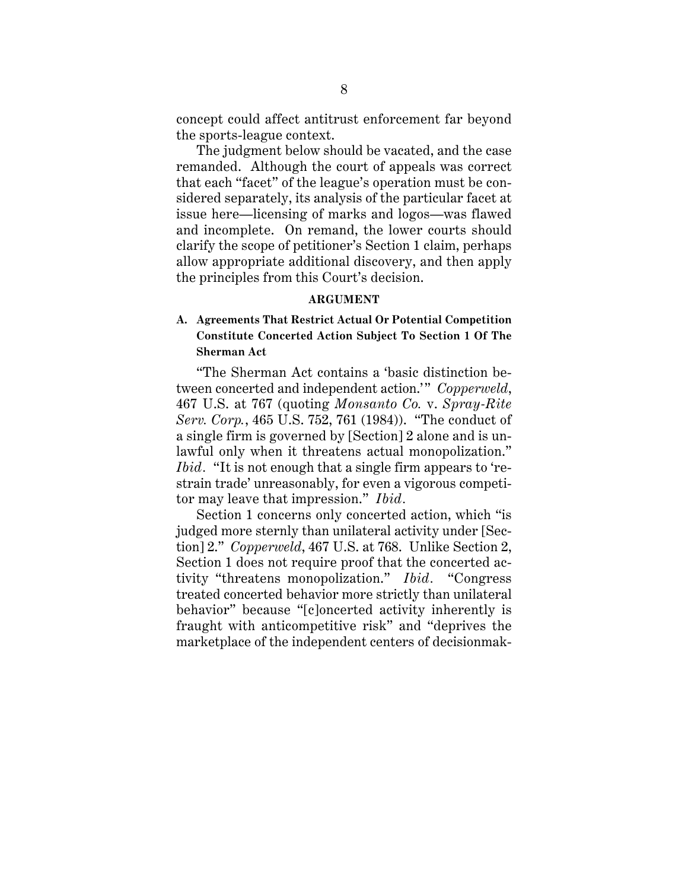concept could affect antitrust enforcement far beyond the sports-league context.

The judgment below should be vacated, and the case remanded. Although the court of appeals was correct that each "facet" of the league's operation must be considered separately, its analysis of the particular facet at issue here—licensing of marks and logos—was flawed and incomplete. On remand, the lower courts should clarify the scope of petitioner's Section 1 claim, perhaps allow appropriate additional discovery, and then apply the principles from this Court's decision.

## ARGUMENT

### A. Agreements That Restrict Actual Or Potential Competition Constitute Concerted Action Subject To Section 1 Of The Sherman Act

"The Sherman Act contains a 'basic distinction between concerted and independent action.'" *Copperweld*, 467 U.S. at 767 (quoting *Monsanto Co.* v. *Spray-Rite Serv. Corp.*, 465 U.S. 752, 761 (1984)). "The conduct of a single firm is governed by [Section] 2 alone and is unlawful only when it threatens actual monopolization." *Ibid*. "It is not enough that a single firm appears to 'restrain trade' unreasonably, for even a vigorous competitor may leave that impression." *Ibid*.

Section 1 concerns only concerted action, which "is judged more sternly than unilateral activity under [Section] 2." *Copperweld*, 467 U.S. at 768. Unlike Section 2, Section 1 does not require proof that the concerted activity "threatens monopolization." *Ibid*. "Congress treated concerted behavior more strictly than unilateral behavior" because "[c]oncerted activity inherently is fraught with anticompetitive risk" and "deprives the marketplace of the independent centers of decisionmak-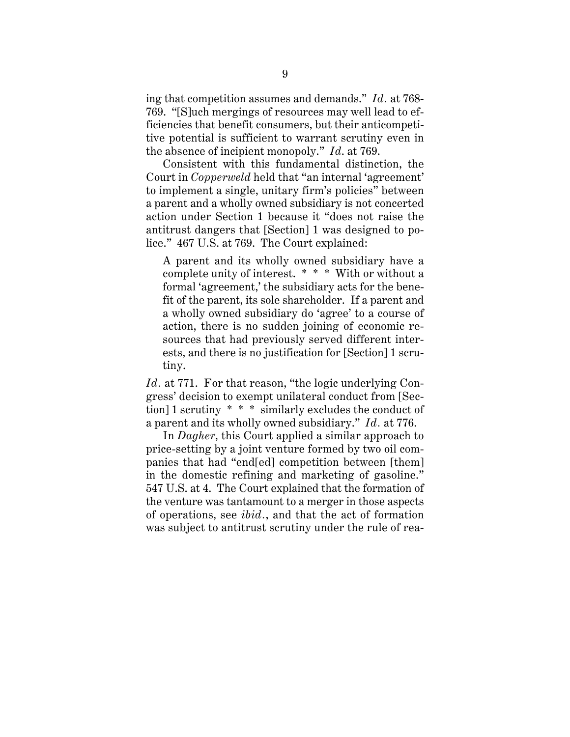ing that competition assumes and demands." *Id.* at 768-769. "[S]uch mergings of resources may well lead to efficiencies that benefit consumers, but their anticompetitive potential is sufficient to warrant scrutiny even in the absence of incipient monopoly." *Id.* at 769.

Consistent with this fundamental distinction, the Court in *Copperweld* held that "an internal 'agreement' to implement a single, unitary firm's policies" between a parent and a wholly owned subsidiary is not concerted action under Section 1 because it "does not raise the antitrust dangers that [Section] 1 was designed to police." 467 U.S. at 769. The Court explained:

> A parent and its wholly owned subsidiary have a complete unity of interest. * * * With or without a formal 'agreement,' the subsidiary acts for the benefit of the parent, its sole shareholder. If a parent and a wholly owned subsidiary do 'agree' to a course of action, there is no sudden joining of economic resources that had previously served different interests, and there is no justification for [Section] 1 scrutiny.

*Id.* at 771. For that reason, "the logic underlying Congress' decision to exempt unilateral conduct from [Section] 1 scrutiny * * * similarly excludes the conduct of a parent and its wholly owned subsidiary." *Id.* at 776.

In *Dagher*, this Court applied a similar approach to price-setting by a joint venture formed by two oil companies that had "end[ed] competition between [them] in the domestic refining and marketing of gasoline." 547 U.S. at 4. The Court explained that the formation of the venture was tantamount to a merger in those aspects of operations, see *ibid.*, and that the act of formation was subject to antitrust scrutiny under the rule of rea-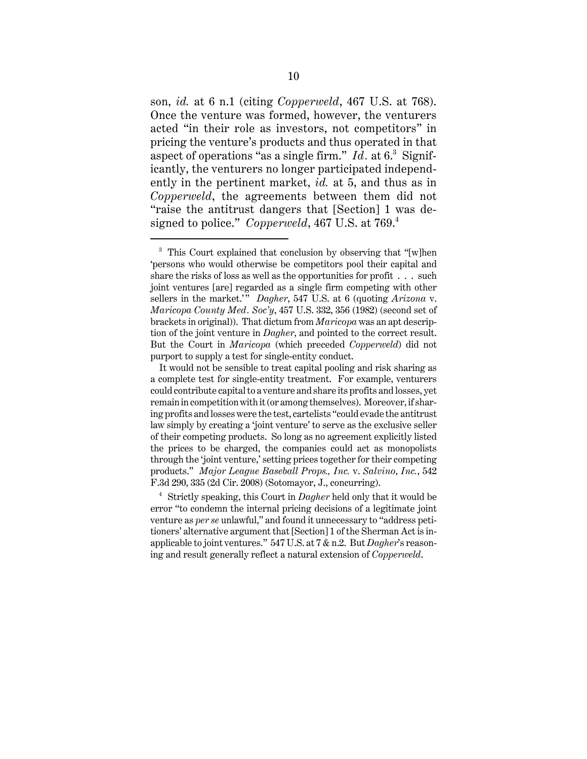son, *id.* at 6 n.1 (citing *Copperweld*, 467 U.S. at 768). Once the venture was formed, however, the venturers acted "in their role as investors, not competitors" in pricing the venture's products and thus operated in that aspect of operations "as a single firm." *Id.* at 6.[3] Significantly, the venturers no longer participated independently in the pertinent market, *id.* at 5, and thus as in *Copperweld*, the agreements between them did not "raise the antitrust dangers that [Section] 1 was designed to police." *Copperweld*, 467 U.S. at 769.[4]

---

[3] This Court explained that conclusion by observing that "[w]hen 'persons who would otherwise be competitors pool their capital and share the risks of loss as well as the opportunities for profit . . . such joint ventures [are] regarded as a single firm competing with other sellers in the market.'" *Dagher*, 547 U.S. at 6 (quoting *Arizona* v. *Maricopa County Med. Soc'y*, 457 U.S. 332, 356 (1982) (second set of brackets in original)). That dictum from *Maricopa* was an apt description of the joint venture in *Dagher*, and pointed to the correct result. But the Court in *Maricopa* (which preceded *Copperweld*) did not purport to supply a test for single-entity conduct.

It would not be sensible to treat capital pooling and risk sharing as a complete test for single-entity treatment. For example, venturers could contribute capital to a venture and share its profits and losses, yet remain in competition with it (or among themselves). Moreover, if sharing profits and losses were the test, cartelists "could evade the antitrust law simply by creating a 'joint venture' to serve as the exclusive seller of their competing products. So long as no agreement explicitly listed the prices to be charged, the companies could act as monopolists through the 'joint venture,' setting prices together for their competing products." *Major League Baseball Props., Inc.* v. *Salvino, Inc.*, 542 F.3d 290, 335 (2d Cir. 2008) (Sotomayor, J., concurring).

[4] Strictly speaking, this Court in *Dagher* held only that it would be error "to condemn the internal pricing decisions of a legitimate joint venture as *per se* unlawful," and found it unnecessary to "address petitioners' alternative argument that [Section] 1 of the Sherman Act is inapplicable to joint ventures." 547 U.S. at 7 & n.2. But *Dagher*'s reasoning and result generally reflect a natural extension of *Copperweld*.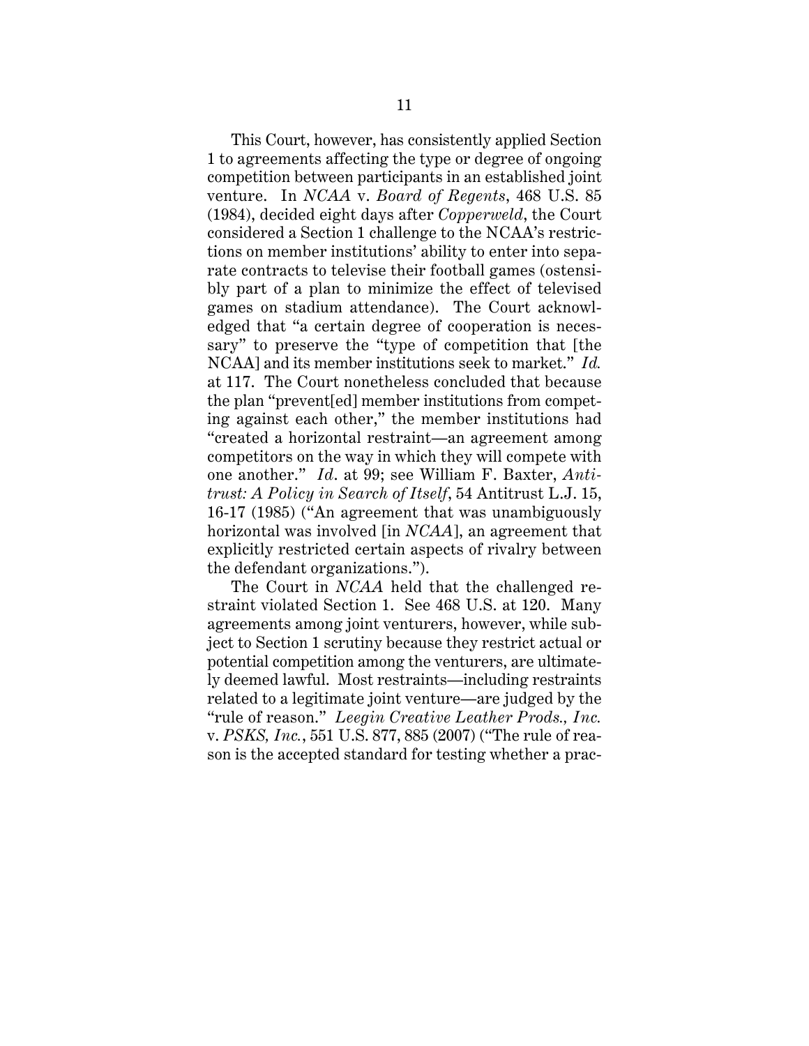This Court, however, has consistently applied Section 1 to agreements affecting the type or degree of ongoing competition between participants in an established joint venture. In *NCAA* v. *Board of Regents*, 468 U.S. 85 (1984), decided eight days after *Copperweld*, the Court considered a Section 1 challenge to the NCAA's restrictions on member institutions' ability to enter into separate contracts to televise their football games (ostensibly part of a plan to minimize the effect of televised games on stadium attendance). The Court acknowledged that "a certain degree of cooperation is necessary" to preserve the "type of competition that [the NCAA] and its member institutions seek to market." *Id.* at 117. The Court nonetheless concluded that because the plan "prevent[ed] member institutions from competing against each other," the member institutions had "created a horizontal restraint—an agreement among competitors on the way in which they will compete with one another." *Id*. at 99; see William F. Baxter, *Antitrust: A Policy in Search of Itself*, 54 Antitrust L.J. 15, 16-17 (1985) ("An agreement that was unambiguously horizontal was involved [in *NCAA*], an agreement that explicitly restricted certain aspects of rivalry between the defendant organizations.").

The Court in *NCAA* held that the challenged restraint violated Section 1. See 468 U.S. at 120. Many agreements among joint venturers, however, while subject to Section 1 scrutiny because they restrict actual or potential competition among the venturers, are ultimately deemed lawful. Most restraints—including restraints related to a legitimate joint venture—are judged by the "rule of reason." *Leegin Creative Leather Prods., Inc.* v. *PSKS, Inc.*, 551 U.S. 877, 885 (2007) ("The rule of reason is the accepted standard for testing whether a prac-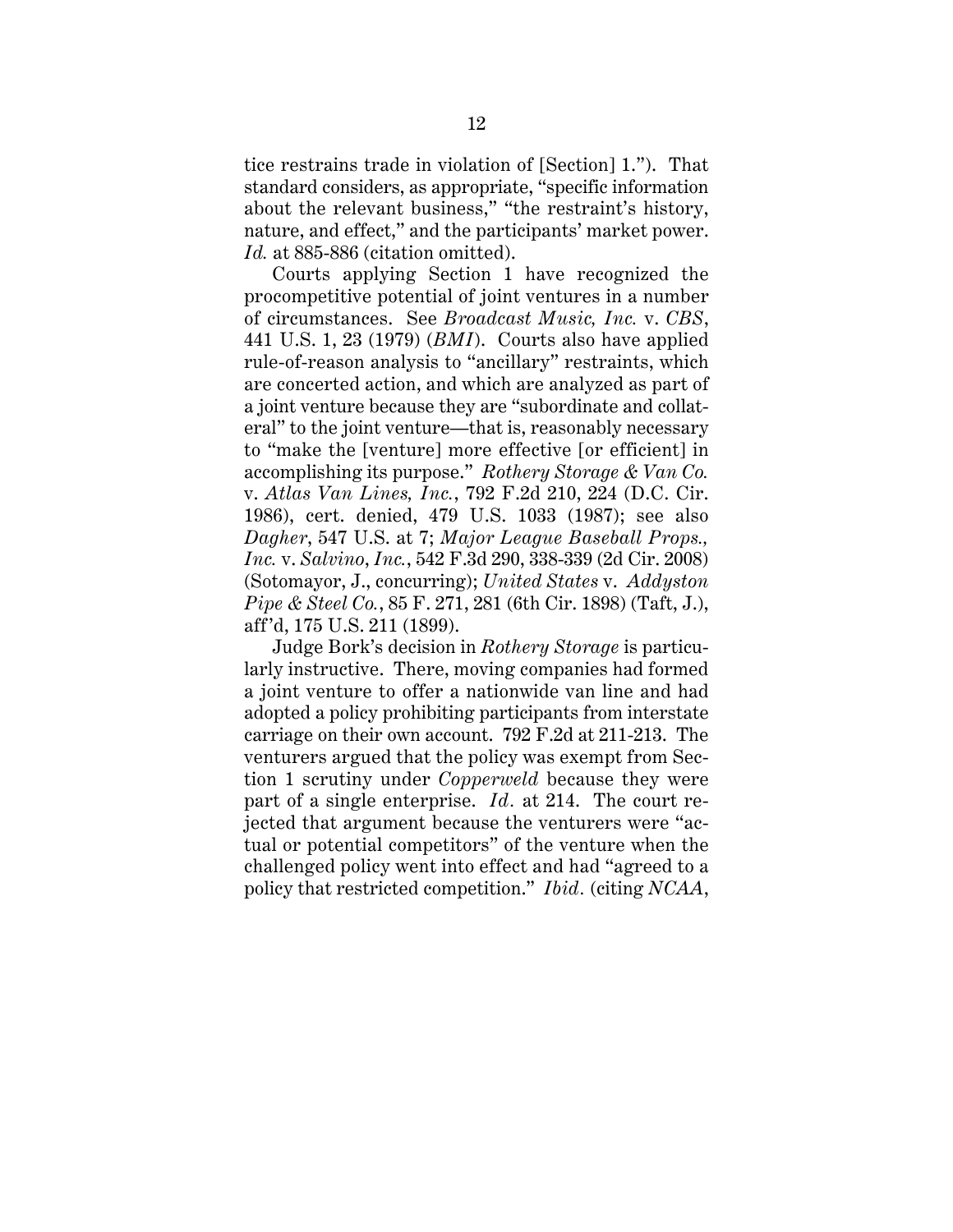tice restrains trade in violation of [Section] 1."). That standard considers, as appropriate, "specific information about the relevant business," "the restraint's history, nature, and effect," and the participants' market power. *Id.* at 885-886 (citation omitted).

Courts applying Section 1 have recognized the procompetitive potential of joint ventures in a number of circumstances. See *Broadcast Music, Inc.* v. *CBS*, 441 U.S. 1, 23 (1979) (*BMI*). Courts also have applied rule-of-reason analysis to "ancillary" restraints, which are concerted action, and which are analyzed as part of a joint venture because they are "subordinate and collateral" to the joint venture—that is, reasonably necessary to "make the [venture] more effective [or efficient] in accomplishing its purpose." *Rothery Storage & Van Co.* v. *Atlas Van Lines, Inc.*, 792 F.2d 210, 224 (D.C. Cir. 1986), cert. denied, 479 U.S. 1033 (1987); see also *Dagher*, 547 U.S. at 7; *Major League Baseball Props., Inc.* v. *Salvino*, *Inc.*, 542 F.3d 290, 338-339 (2d Cir. 2008) (Sotomayor, J., concurring); *United States* v. *Addyston Pipe & Steel Co.*, 85 F. 271, 281 (6th Cir. 1898) (Taft, J.), aff'd, 175 U.S. 211 (1899).

Judge Bork's decision in *Rothery Storage* is particularly instructive. There, moving companies had formed a joint venture to offer a nationwide van line and had adopted a policy prohibiting participants from interstate carriage on their own account. 792 F.2d at 211-213. The venturers argued that the policy was exempt from Section 1 scrutiny under *Copperweld* because they were part of a single enterprise. *Id.* at 214. The court rejected that argument because the venturers were "actual or potential competitors" of the venture when the challenged policy went into effect and had "agreed to a policy that restricted competition." *Ibid.* (citing *NCAA*,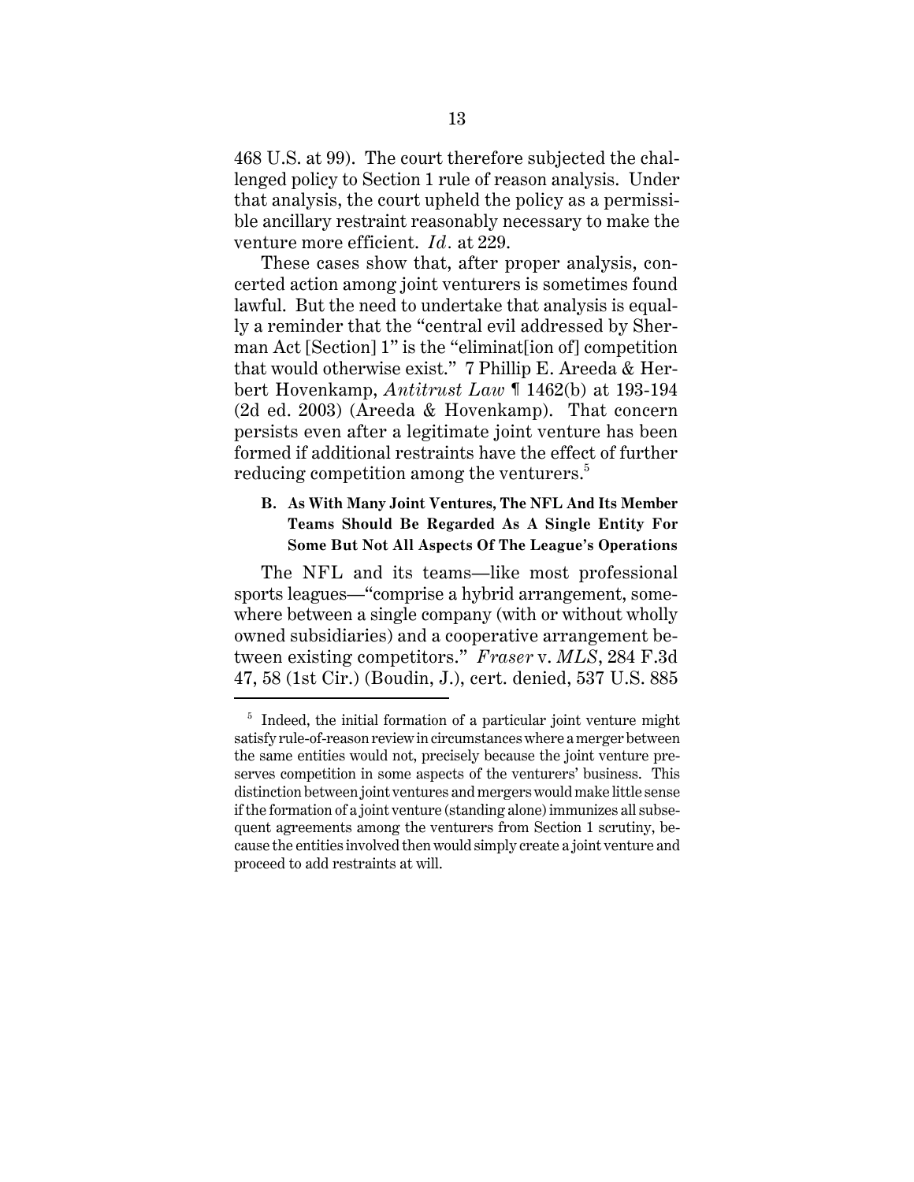468 U.S. at 99). The court therefore subjected the challenged policy to Section 1 rule of reason analysis. Under that analysis, the court upheld the policy as a permissible ancillary restraint reasonably necessary to make the venture more efficient. *Id.* at 229.

These cases show that, after proper analysis, concerted action among joint venturers is sometimes found lawful. But the need to undertake that analysis is equally a reminder that the "central evil addressed by Sherman Act [Section] 1" is the "eliminat[ion of] competition that would otherwise exist." 7 Phillip E. Areeda & Herbert Hovenkamp, *Antitrust Law* ¶ 1462(b) at 193-194 (2d ed. 2003) (Areeda & Hovenkamp). That concern persists even after a legitimate joint venture has been formed if additional restraints have the effect of further reducing competition among the venturers.[5]

### B. As With Many Joint Ventures, The NFL And Its Member Teams Should Be Regarded As A Single Entity For Some But Not All Aspects Of The League's Operations

The NFL and its teams—like most professional sports leagues—"comprise a hybrid arrangement, somewhere between a single company (with or without wholly owned subsidiaries) and a cooperative arrangement between existing competitors." *Fraser* v. *MLS*, 284 F.3d 47, 58 (1st Cir.) (Boudin, J.), cert. denied, 537 U.S. 885

[5] Indeed, the initial formation of a particular joint venture might satisfy rule-of-reason review in circumstances where a merger between the same entities would not, precisely because the joint venture preserves competition in some aspects of the venturers' business. This distinction between joint ventures and mergers would make little sense if the formation of a joint venture (standing alone) immunizes all subsequent agreements among the venturers from Section 1 scrutiny, because the entities involved then would simply create a joint venture and proceed to add restraints at will.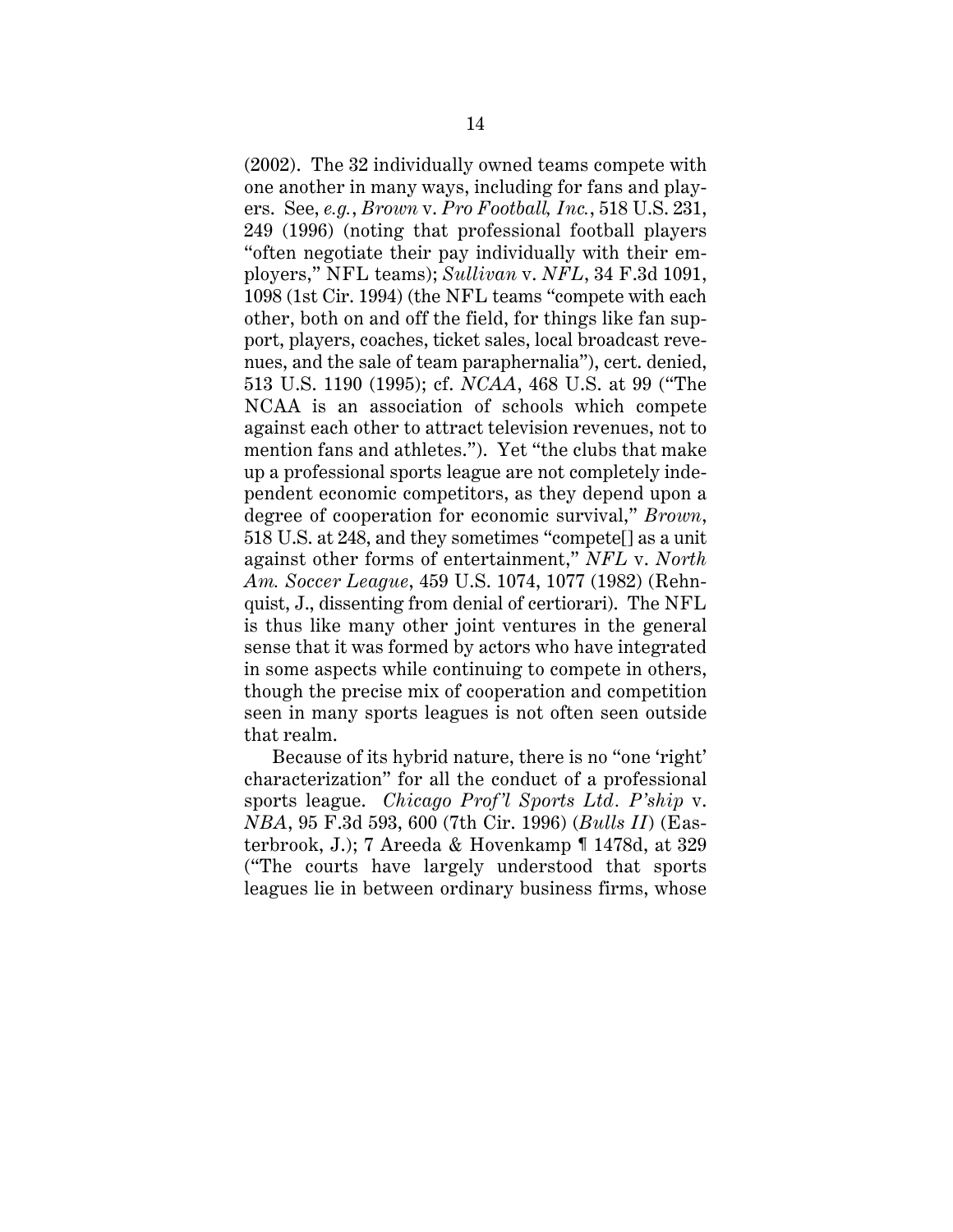(2002). The 32 individually owned teams compete with one another in many ways, including for fans and players. See, *e.g.*, *Brown* v. *Pro Football, Inc.*, 518 U.S. 231, 249 (1996) (noting that professional football players "often negotiate their pay individually with their employers," NFL teams); *Sullivan* v. *NFL*, 34 F.3d 1091, 1098 (1st Cir. 1994) (the NFL teams "compete with each other, both on and off the field, for things like fan support, players, coaches, ticket sales, local broadcast revenues, and the sale of team paraphernalia"), cert. denied, 513 U.S. 1190 (1995); cf. *NCAA*, 468 U.S. at 99 ("The NCAA is an association of schools which compete against each other to attract television revenues, not to mention fans and athletes."). Yet "the clubs that make up a professional sports league are not completely independent economic competitors, as they depend upon a degree of cooperation for economic survival," *Brown*, 518 U.S. at 248, and they sometimes "compete[] as a unit against other forms of entertainment," *NFL* v. *North Am. Soccer League*, 459 U.S. 1074, 1077 (1982) (Rehnquist, J., dissenting from denial of certiorari). The NFL is thus like many other joint ventures in the general sense that it was formed by actors who have integrated in some aspects while continuing to compete in others, though the precise mix of cooperation and competition seen in many sports leagues is not often seen outside that realm.

Because of its hybrid nature, there is no "one 'right' characterization" for all the conduct of a professional sports league. *Chicago Prof'l Sports Ltd. P'ship* v. *NBA*, 95 F.3d 593, 600 (7th Cir. 1996) (*Bulls II*) (Easterbrook, J.); 7 Areeda & Hovenkamp ¶ 1478d, at 329 ("The courts have largely understood that sports leagues lie in between ordinary business firms, whose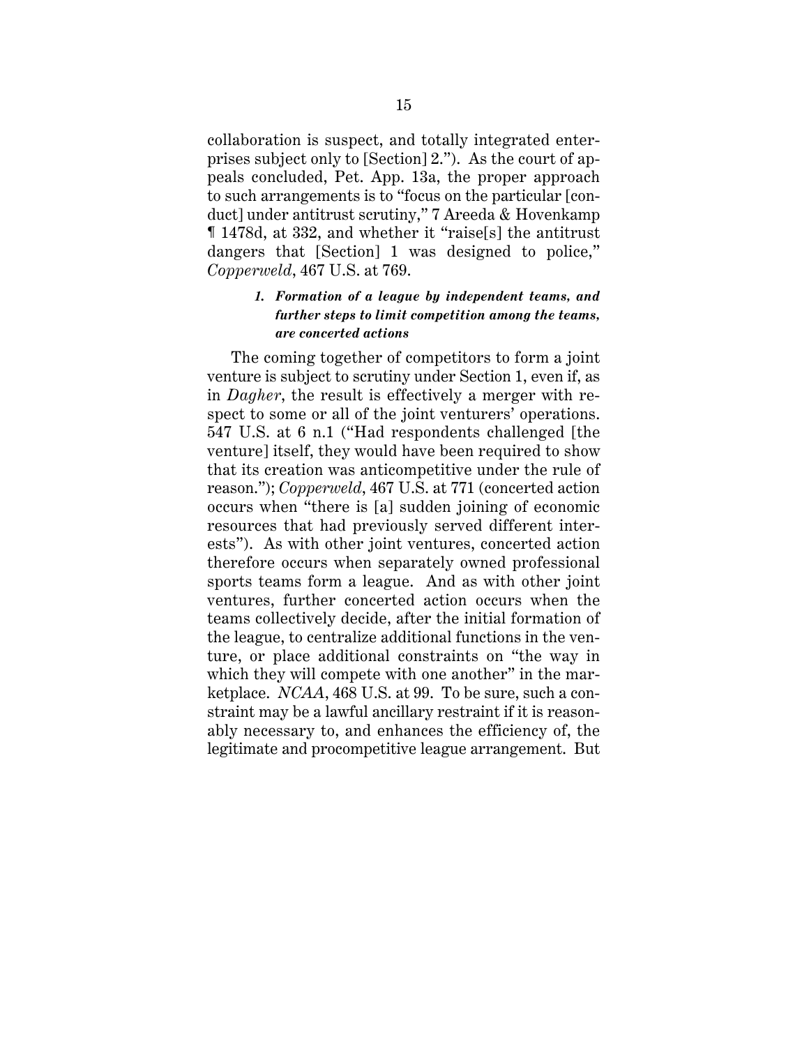collaboration is suspect, and totally integrated enterprises subject only to [Section] 2."). As the court of appeals concluded, Pet. App. 13a, the proper approach to such arrangements is to "focus on the particular [conduct] under antitrust scrutiny," 7 Areeda & Hovenkamp ¶ 1478d, at 332, and whether it "raise[s] the antitrust dangers that [Section] 1 was designed to police," *Copperweld*, 467 U.S. at 769.

### *1. Formation of a league by independent teams, and further steps to limit competition among the teams, are concerted actions*

The coming together of competitors to form a joint venture is subject to scrutiny under Section 1, even if, as in *Dagher*, the result is effectively a merger with respect to some or all of the joint venturers' operations. 547 U.S. at 6 n.1 ("Had respondents challenged [the venture] itself, they would have been required to show that its creation was anticompetitive under the rule of reason."); *Copperweld*, 467 U.S. at 771 (concerted action occurs when "there is [a] sudden joining of economic resources that had previously served different interests"). As with other joint ventures, concerted action therefore occurs when separately owned professional sports teams form a league. And as with other joint ventures, further concerted action occurs when the teams collectively decide, after the initial formation of the league, to centralize additional functions in the venture, or place additional constraints on "the way in which they will compete with one another" in the marketplace. *NCAA*, 468 U.S. at 99. To be sure, such a constraint may be a lawful ancillary restraint if it is reasonably necessary to, and enhances the efficiency of, the legitimate and procompetitive league arrangement. But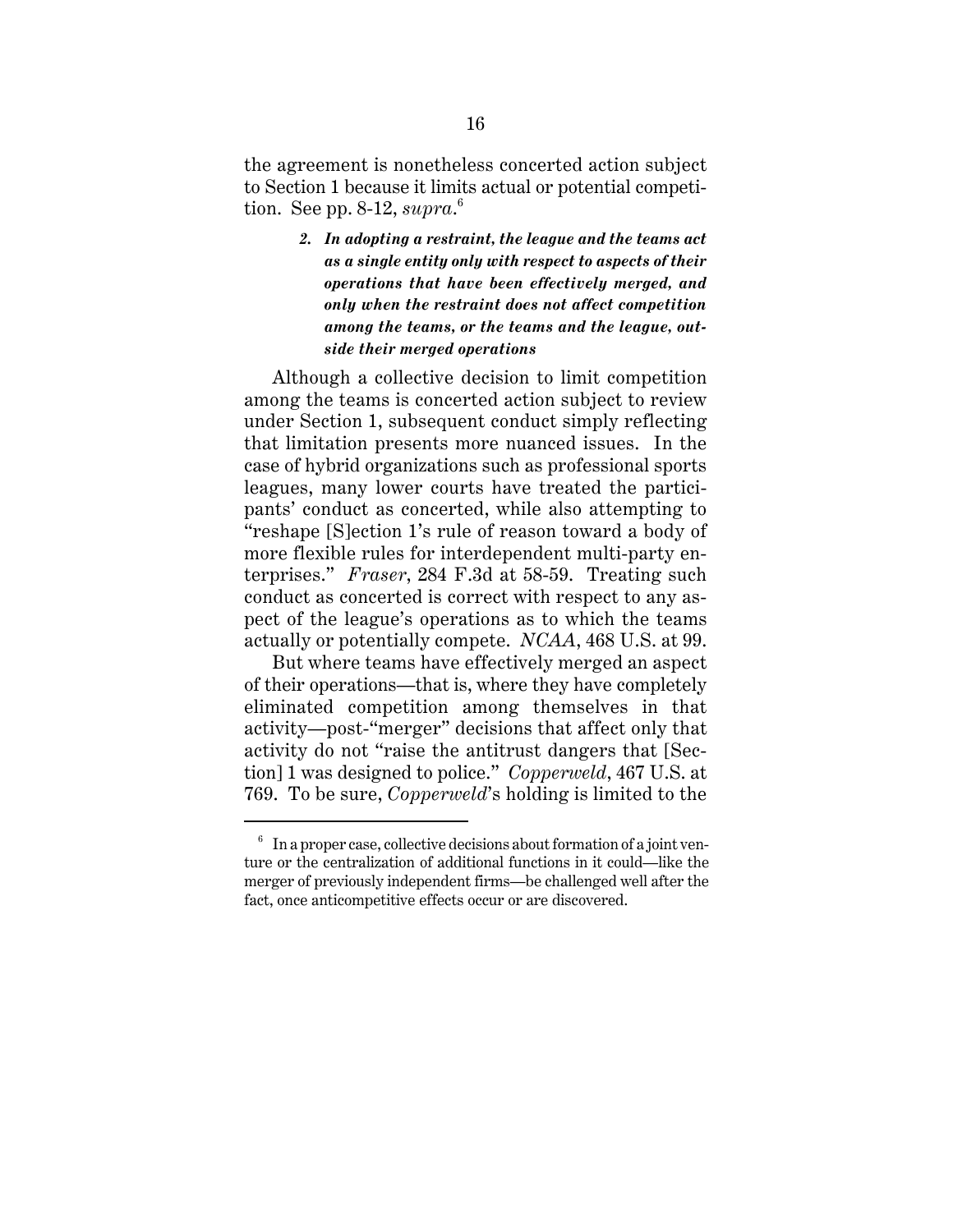the agreement is nonetheless concerted action subject to Section 1 because it limits actual or potential competition. See pp. 8-12, *supra*.[6]

#### *2. In adopting a restraint, the league and the teams act as a single entity only with respect to aspects of their operations that have been effectively merged, and only when the restraint does not affect competition among the teams, or the teams and the league, outside their merged operations*

Although a collective decision to limit competition among the teams is concerted action subject to review under Section 1, subsequent conduct simply reflecting that limitation presents more nuanced issues. In the case of hybrid organizations such as professional sports leagues, many lower courts have treated the participants' conduct as concerted, while also attempting to "reshape [S]ection 1's rule of reason toward a body of more flexible rules for interdependent multi-party enterprises." *Fraser*, 284 F.3d at 58-59. Treating such conduct as concerted is correct with respect to any aspect of the league's operations as to which the teams actually or potentially compete. *NCAA*, 468 U.S. at 99.

But where teams have effectively merged an aspect of their operations—that is, where they have completely eliminated competition among themselves in that activity—post-"merger" decisions that affect only that activity do not "raise the antitrust dangers that [Section] 1 was designed to police." *Copperweld*, 467 U.S. at 769. To be sure, *Copperweld*'s holding is limited to the

[6] In a proper case, collective decisions about formation of a joint venture or the centralization of additional functions in it could—like the merger of previously independent firms—be challenged well after the fact, once anticompetitive effects occur or are discovered.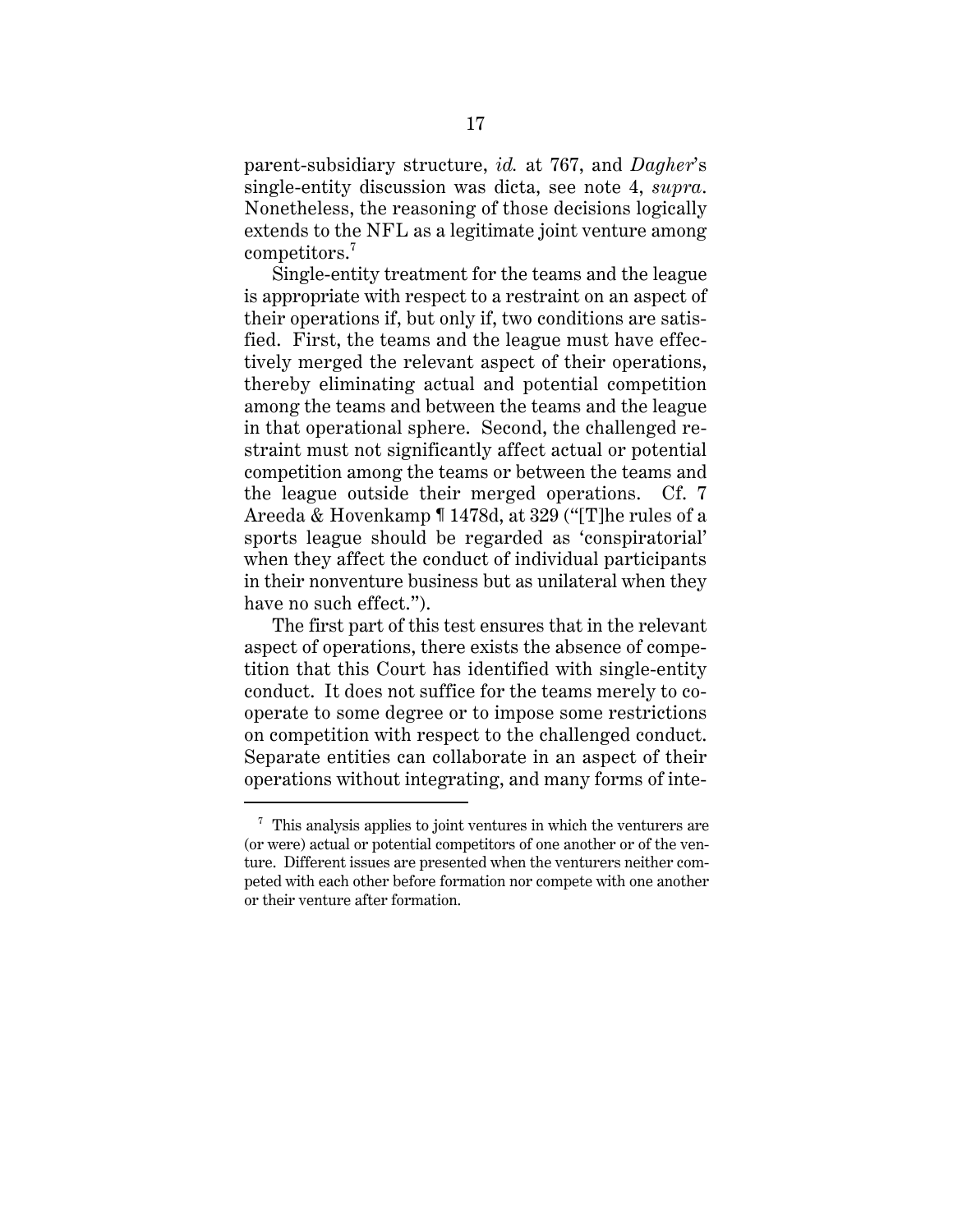parent-subsidiary structure, *id.* at 767, and *Dagher*'s single-entity discussion was dicta, see note 4, *supra*. Nonetheless, the reasoning of those decisions logically extends to the NFL as a legitimate joint venture among competitors.[7]

Single-entity treatment for the teams and the league is appropriate with respect to a restraint on an aspect of their operations if, but only if, two conditions are satisfied. First, the teams and the league must have effectively merged the relevant aspect of their operations, thereby eliminating actual and potential competition among the teams and between the teams and the league in that operational sphere. Second, the challenged restraint must not significantly affect actual or potential competition among the teams or between the teams and the league outside their merged operations. Cf. 7 Areeda & Hovenkamp ¶ 1478d, at 329 ("[T]he rules of a sports league should be regarded as 'conspiratorial' when they affect the conduct of individual participants in their nonventure business but as unilateral when they have no such effect.").

The first part of this test ensures that in the relevant aspect of operations, there exists the absence of competition that this Court has identified with single-entity conduct. It does not suffice for the teams merely to cooperate to some degree or to impose some restrictions on competition with respect to the challenged conduct. Separate entities can collaborate in an aspect of their operations without integrating, and many forms of inte-

[7] This analysis applies to joint ventures in which the venturers are (or were) actual or potential competitors of one another or of the venture. Different issues are presented when the venturers neither competed with each other before formation nor compete with one another or their venture after formation.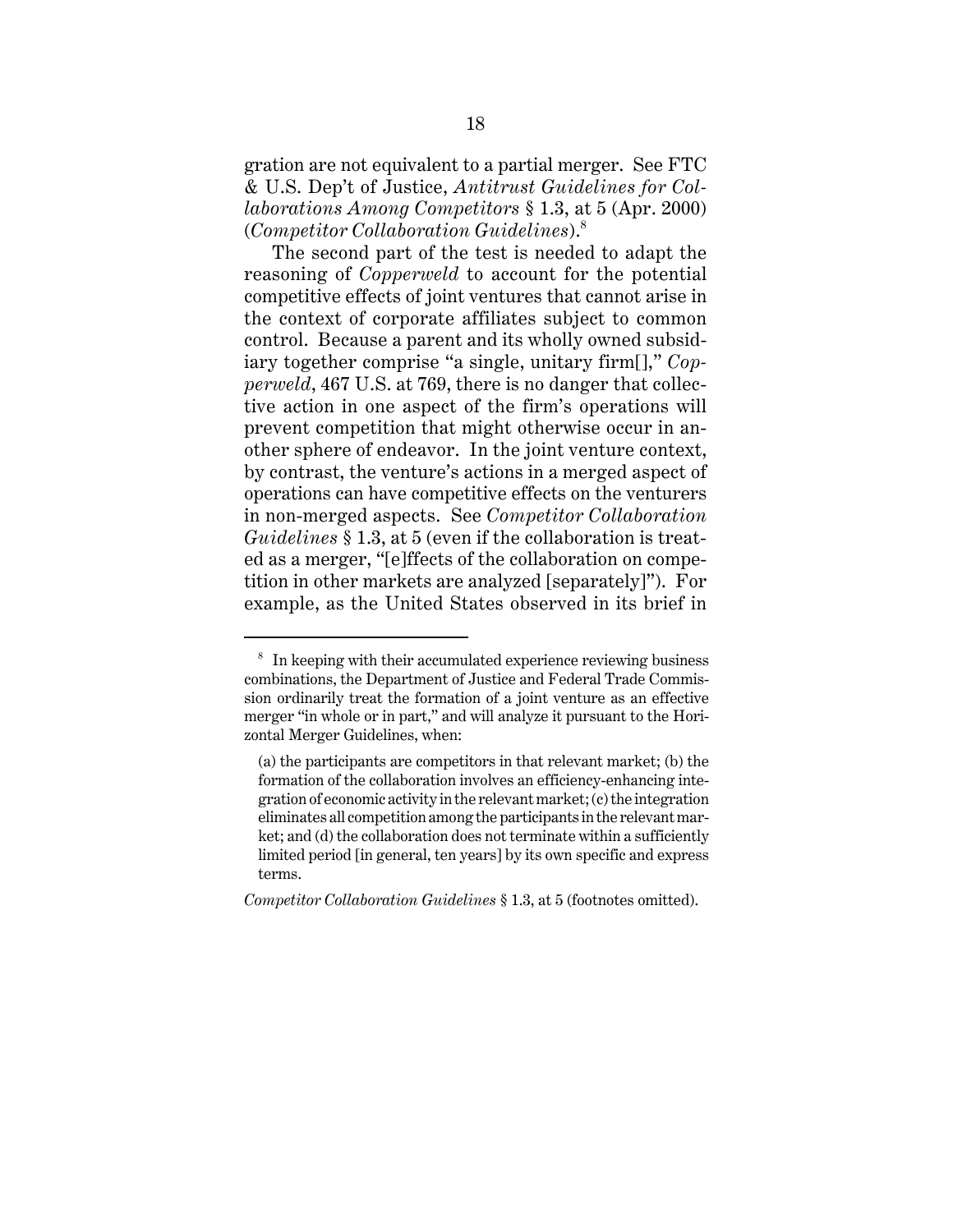gration are not equivalent to a partial merger. See FTC & U.S. Dep't of Justice, *Antitrust Guidelines for Collaborations Among Competitors* § 1.3, at 5 (Apr. 2000) (*Competitor Collaboration Guidelines*).[8]

The second part of the test is needed to adapt the reasoning of *Copperweld* to account for the potential competitive effects of joint ventures that cannot arise in the context of corporate affiliates subject to common control. Because a parent and its wholly owned subsidiary together comprise "a single, unitary firm[]," *Copperweld*, 467 U.S. at 769, there is no danger that collective action in one aspect of the firm's operations will prevent competition that might otherwise occur in another sphere of endeavor. In the joint venture context, by contrast, the venture's actions in a merged aspect of operations can have competitive effects on the venturers in non-merged aspects. See *Competitor Collaboration Guidelines* § 1.3, at 5 (even if the collaboration is treated as a merger, "[e]ffects of the collaboration on competition in other markets are analyzed [separately]"). For example, as the United States observed in its brief in

---

[8] In keeping with their accumulated experience reviewing business combinations, the Department of Justice and Federal Trade Commission ordinarily treat the formation of a joint venture as an effective merger "in whole or in part," and will analyze it pursuant to the Horizontal Merger Guidelines, when:

> (a) the participants are competitors in that relevant market; (b) the formation of the collaboration involves an efficiency-enhancing integration of economic activity in the relevant market; (c) the integration eliminates all competition among the participants in the relevant market; and (d) the collaboration does not terminate within a sufficiently limited period [in general, ten years] by its own specific and express terms.

*Competitor Collaboration Guidelines* § 1.3, at 5 (footnotes omitted).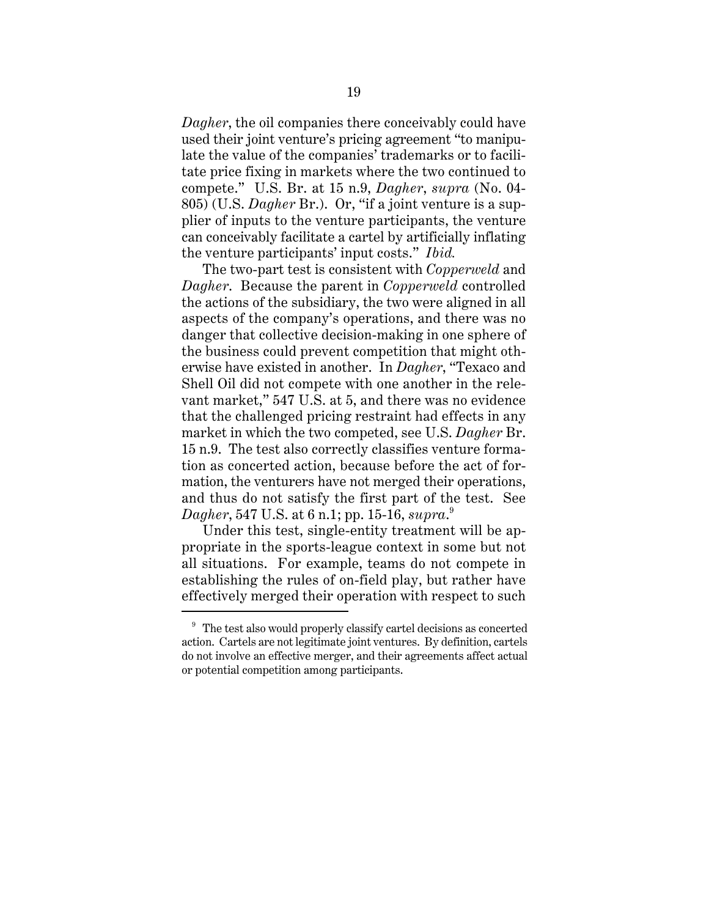*Dagher*, the oil companies there conceivably could have used their joint venture's pricing agreement "to manipulate the value of the companies' trademarks or to facilitate price fixing in markets where the two continued to compete." U.S. Br. at 15 n.9, *Dagher*, *supra* (No. 04-805) (U.S. *Dagher* Br.). Or, "if a joint venture is a supplier of inputs to the venture participants, the venture can conceivably facilitate a cartel by artificially inflating the venture participants' input costs." *Ibid.*

The two-part test is consistent with *Copperweld* and *Dagher*. Because the parent in *Copperweld* controlled the actions of the subsidiary, the two were aligned in all aspects of the company's operations, and there was no danger that collective decision-making in one sphere of the business could prevent competition that might otherwise have existed in another. In *Dagher*, "Texaco and Shell Oil did not compete with one another in the relevant market," 547 U.S. at 5, and there was no evidence that the challenged pricing restraint had effects in any market in which the two competed, see U.S. *Dagher* Br. 15 n.9. The test also correctly classifies venture formation as concerted action, because before the act of formation, the venturers have not merged their operations, and thus do not satisfy the first part of the test. See *Dagher*, 547 U.S. at 6 n.1; pp. 15-16, *supra*.[9]

Under this test, single-entity treatment will be appropriate in the sports-league context in some but not all situations. For example, teams do not compete in establishing the rules of on-field play, but rather have effectively merged their operation with respect to such

[9] The test also would properly classify cartel decisions as concerted action. Cartels are not legitimate joint ventures. By definition, cartels do not involve an effective merger, and their agreements affect actual or potential competition among participants.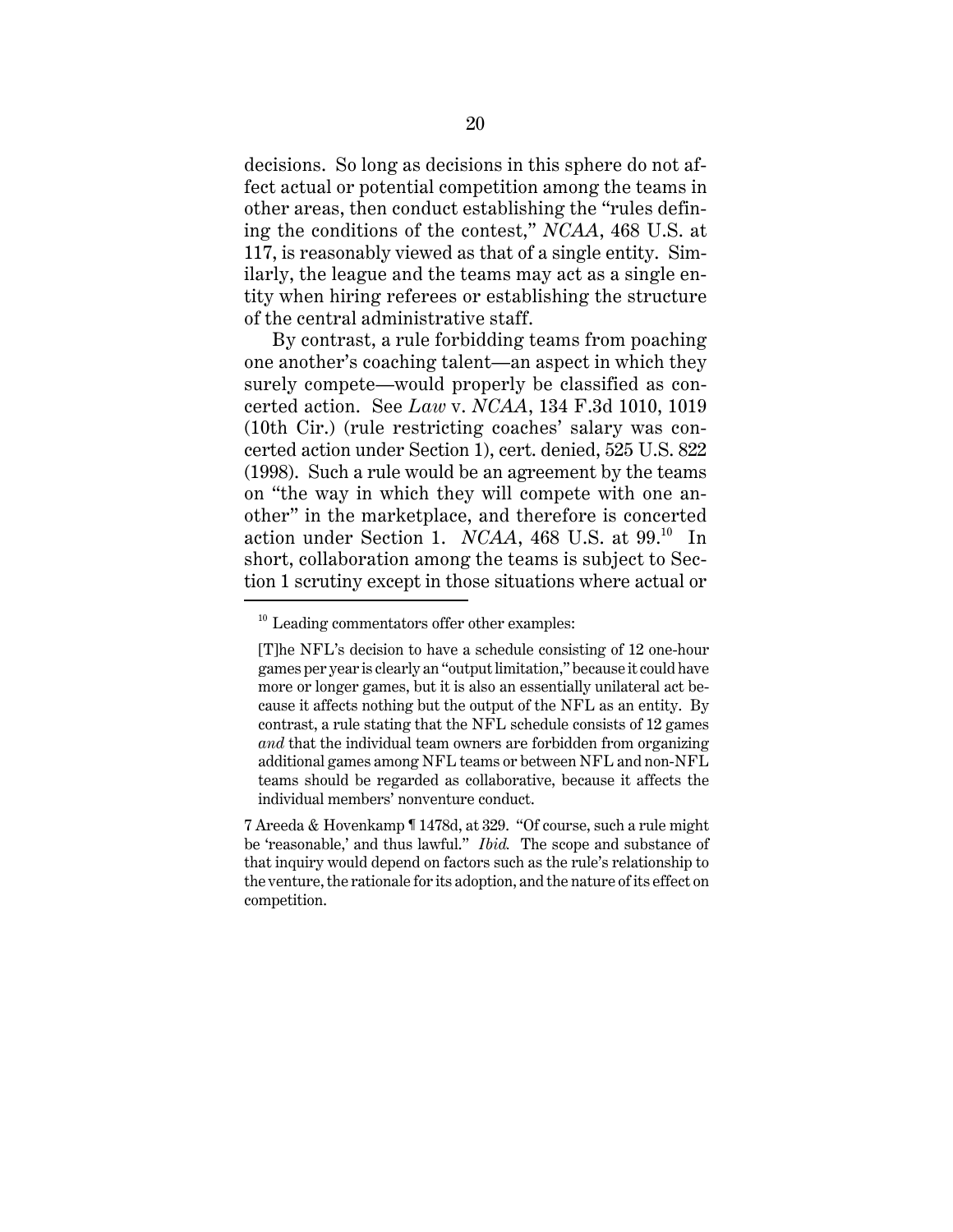decisions. So long as decisions in this sphere do not affect actual or potential competition among the teams in other areas, then conduct establishing the "rules defining the conditions of the contest," *NCAA*, 468 U.S. at 117, is reasonably viewed as that of a single entity. Similarly, the league and the teams may act as a single entity when hiring referees or establishing the structure of the central administrative staff.

By contrast, a rule forbidding teams from poaching one another's coaching talent—an aspect in which they surely compete—would properly be classified as concerted action. See *Law* v. *NCAA*, 134 F.3d 1010, 1019 (10th Cir.) (rule restricting coaches' salary was concerted action under Section 1), cert. denied, 525 U.S. 822 (1998). Such a rule would be an agreement by the teams on "the way in which they will compete with one another" in the marketplace, and therefore is concerted action under Section 1. *NCAA*, 468 U.S. at 99.[10] In short, collaboration among the teams is subject to Section 1 scrutiny except in those situations where actual or

---

[10] Leading commentators offer other examples:

> [T]he NFL's decision to have a schedule consisting of 12 one-hour games per year is clearly an "output limitation," because it could have more or longer games, but it is also an essentially unilateral act because it affects nothing but the output of the NFL as an entity. By contrast, a rule stating that the NFL schedule consists of 12 games *and* that the individual team owners are forbidden from organizing additional games among NFL teams or between NFL and non-NFL teams should be regarded as collaborative, because it affects the individual members' nonventure conduct.

7 Areeda & Hovenkamp ¶ 1478d, at 329. "Of course, such a rule might be 'reasonable,' and thus lawful." *Ibid.* The scope and substance of that inquiry would depend on factors such as the rule's relationship to the venture, the rationale for its adoption, and the nature of its effect on competition.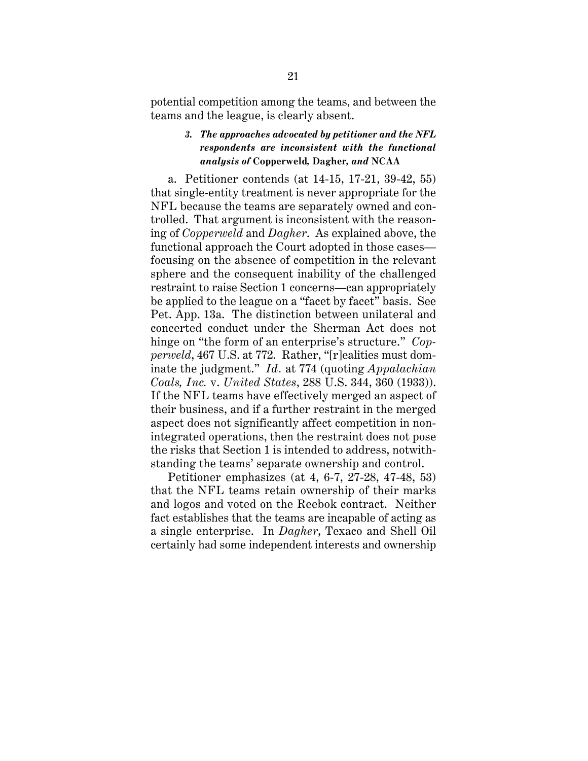potential competition among the teams, and between the teams and the league, is clearly absent.

### *3. The approaches advocated by petitioner and the NFL respondents are inconsistent with the functional analysis of* Copperweld*,* Dagher*, and* NCAA

a. Petitioner contends (at 14-15, 17-21, 39-42, 55) that single-entity treatment is never appropriate for the NFL because the teams are separately owned and controlled. That argument is inconsistent with the reasoning of *Copperweld* and *Dagher*. As explained above, the functional approach the Court adopted in those cases—focusing on the absence of competition in the relevant sphere and the consequent inability of the challenged restraint to raise Section 1 concerns—can appropriately be applied to the league on a "facet by facet" basis. See Pet. App. 13a. The distinction between unilateral and concerted conduct under the Sherman Act does not hinge on "the form of an enterprise's structure." *Copperweld*, 467 U.S. at 772. Rather, "[r]ealities must dominate the judgment." *Id.* at 774 (quoting *Appalachian Coals, Inc.* v. *United States*, 288 U.S. 344, 360 (1933)). If the NFL teams have effectively merged an aspect of their business, and if a further restraint in the merged aspect does not significantly affect competition in non-integrated operations, then the restraint does not pose the risks that Section 1 is intended to address, notwithstanding the teams' separate ownership and control.

Petitioner emphasizes (at 4, 6-7, 27-28, 47-48, 53) that the NFL teams retain ownership of their marks and logos and voted on the Reebok contract. Neither fact establishes that the teams are incapable of acting as a single enterprise. In *Dagher*, Texaco and Shell Oil certainly had some independent interests and ownership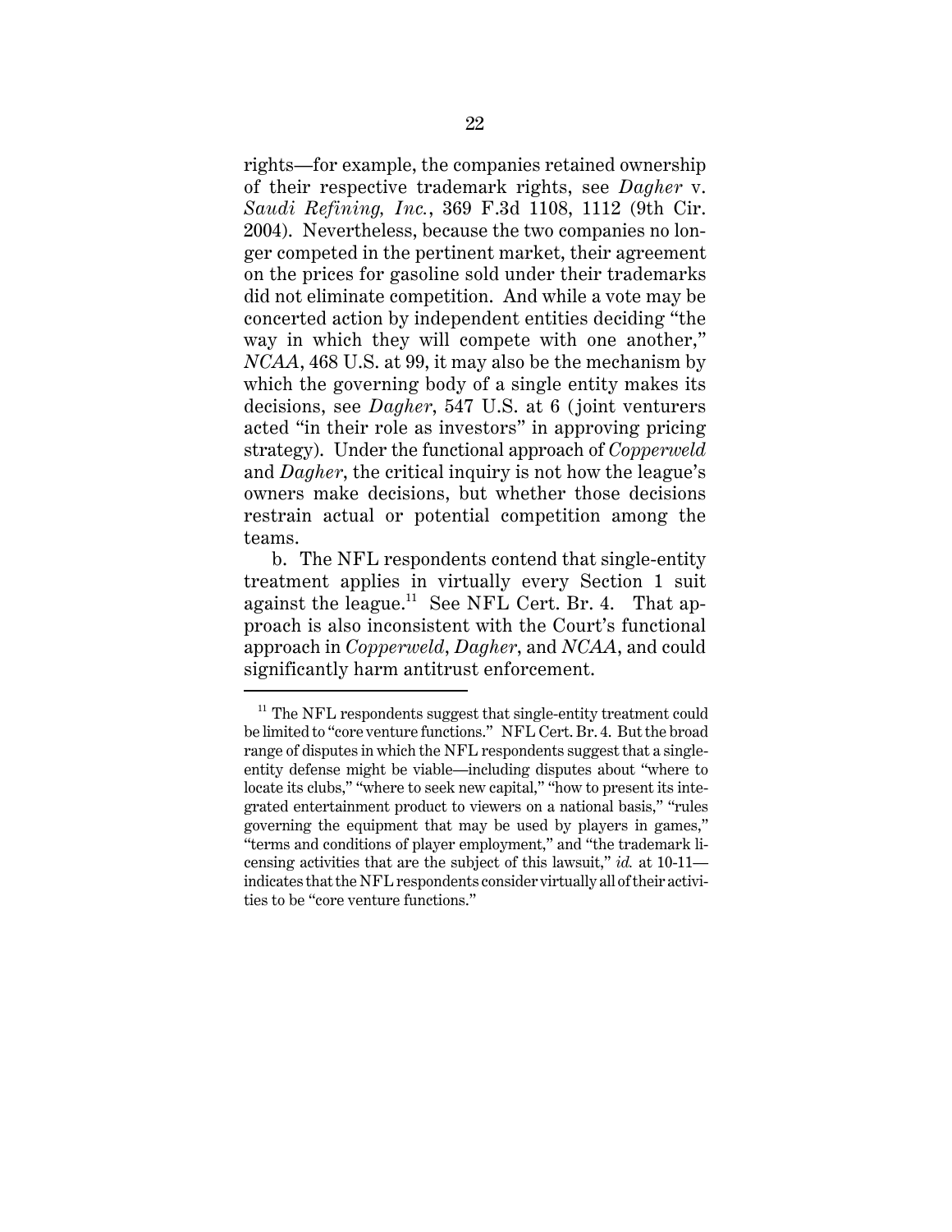rights—for example, the companies retained ownership of their respective trademark rights, see *Dagher* v. *Saudi Refining, Inc.*, 369 F.3d 1108, 1112 (9th Cir. 2004). Nevertheless, because the two companies no longer competed in the pertinent market, their agreement on the prices for gasoline sold under their trademarks did not eliminate competition. And while a vote may be concerted action by independent entities deciding "the way in which they will compete with one another," *NCAA*, 468 U.S. at 99, it may also be the mechanism by which the governing body of a single entity makes its decisions, see *Dagher*, 547 U.S. at 6 (joint venturers acted "in their role as investors" in approving pricing strategy). Under the functional approach of *Copperweld* and *Dagher*, the critical inquiry is not how the league's owners make decisions, but whether those decisions restrain actual or potential competition among the teams.

b. The NFL respondents contend that single-entity treatment applies in virtually every Section 1 suit against the league.[11] See NFL Cert. Br. 4. That approach is also inconsistent with the Court's functional approach in *Copperweld*, *Dagher*, and *NCAA*, and could significantly harm antitrust enforcement.

---

[11] The NFL respondents suggest that single-entity treatment could be limited to "core venture functions." NFL Cert. Br. 4. But the broad range of disputes in which the NFL respondents suggest that a single-entity defense might be viable—including disputes about "where to locate its clubs," "where to seek new capital," "how to present its integrated entertainment product to viewers on a national basis," "rules governing the equipment that may be used by players in games," "terms and conditions of player employment," and "the trademark licensing activities that are the subject of this lawsuit," *id.* at 10-11—indicates that the NFL respondents consider virtually all of their activities to be "core venture functions."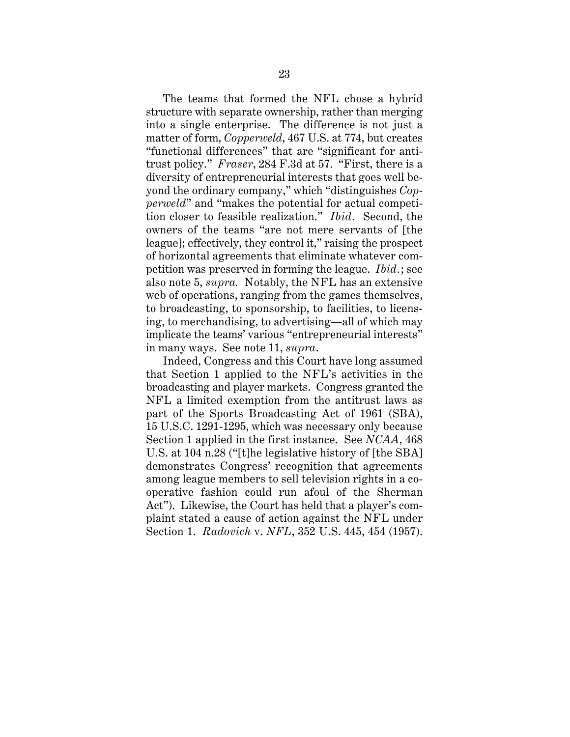The teams that formed the NFL chose a hybrid structure with separate ownership, rather than merging into a single enterprise. The difference is not just a matter of form, *Copperweld*, 467 U.S. at 774, but creates "functional differences" that are "significant for antitrust policy." *Fraser*, 284 F.3d at 57. "First, there is a diversity of entrepreneurial interests that goes well beyond the ordinary company," which "distinguishes *Copperweld*" and "makes the potential for actual competition closer to feasible realization." *Ibid*. Second, the owners of the teams "are not mere servants of [the league]; effectively, they control it," raising the prospect of horizontal agreements that eliminate whatever competition was preserved in forming the league. *Ibid*.; see also note 5, *supra.* Notably, the NFL has an extensive web of operations, ranging from the games themselves, to broadcasting, to sponsorship, to facilities, to licensing, to merchandising, to advertising—all of which may implicate the teams' various "entrepreneurial interests" in many ways. See note 11, *supra*.

Indeed, Congress and this Court have long assumed that Section 1 applied to the NFL's activities in the broadcasting and player markets. Congress granted the NFL a limited exemption from the antitrust laws as part of the Sports Broadcasting Act of 1961 (SBA), 15 U.S.C. 1291-1295, which was necessary only because Section 1 applied in the first instance. See *NCAA*, 468 U.S. at 104 n.28 ("[t]he legislative history of [the SBA] demonstrates Congress' recognition that agreements among league members to sell television rights in a cooperative fashion could run afoul of the Sherman Act"). Likewise, the Court has held that a player's complaint stated a cause of action against the NFL under Section 1. *Radovich* v. *NFL*, 352 U.S. 445, 454 (1957).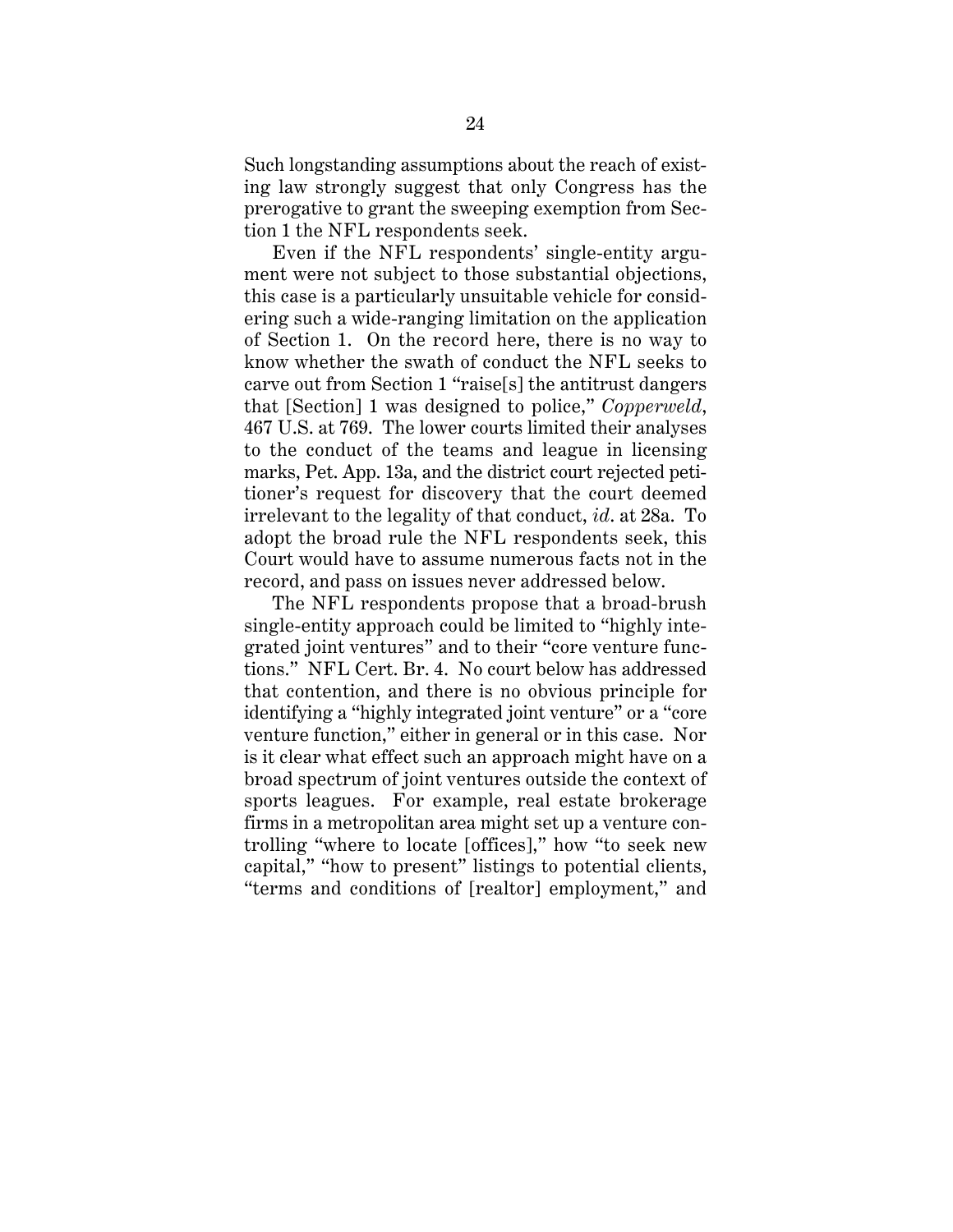Such longstanding assumptions about the reach of existing law strongly suggest that only Congress has the prerogative to grant the sweeping exemption from Section 1 the NFL respondents seek.

Even if the NFL respondents' single-entity argument were not subject to those substantial objections, this case is a particularly unsuitable vehicle for considering such a wide-ranging limitation on the application of Section 1. On the record here, there is no way to know whether the swath of conduct the NFL seeks to carve out from Section 1 "raise[s] the antitrust dangers that [Section] 1 was designed to police," *Copperweld*, 467 U.S. at 769. The lower courts limited their analyses to the conduct of the teams and league in licensing marks, Pet. App. 13a, and the district court rejected petitioner's request for discovery that the court deemed irrelevant to the legality of that conduct, *id*. at 28a. To adopt the broad rule the NFL respondents seek, this Court would have to assume numerous facts not in the record, and pass on issues never addressed below.

The NFL respondents propose that a broad-brush single-entity approach could be limited to "highly integrated joint ventures" and to their "core venture functions." NFL Cert. Br. 4. No court below has addressed that contention, and there is no obvious principle for identifying a "highly integrated joint venture" or a "core venture function," either in general or in this case. Nor is it clear what effect such an approach might have on a broad spectrum of joint ventures outside the context of sports leagues. For example, real estate brokerage firms in a metropolitan area might set up a venture controlling "where to locate [offices]," how "to seek new capital," "how to present" listings to potential clients, "terms and conditions of [realtor] employment," and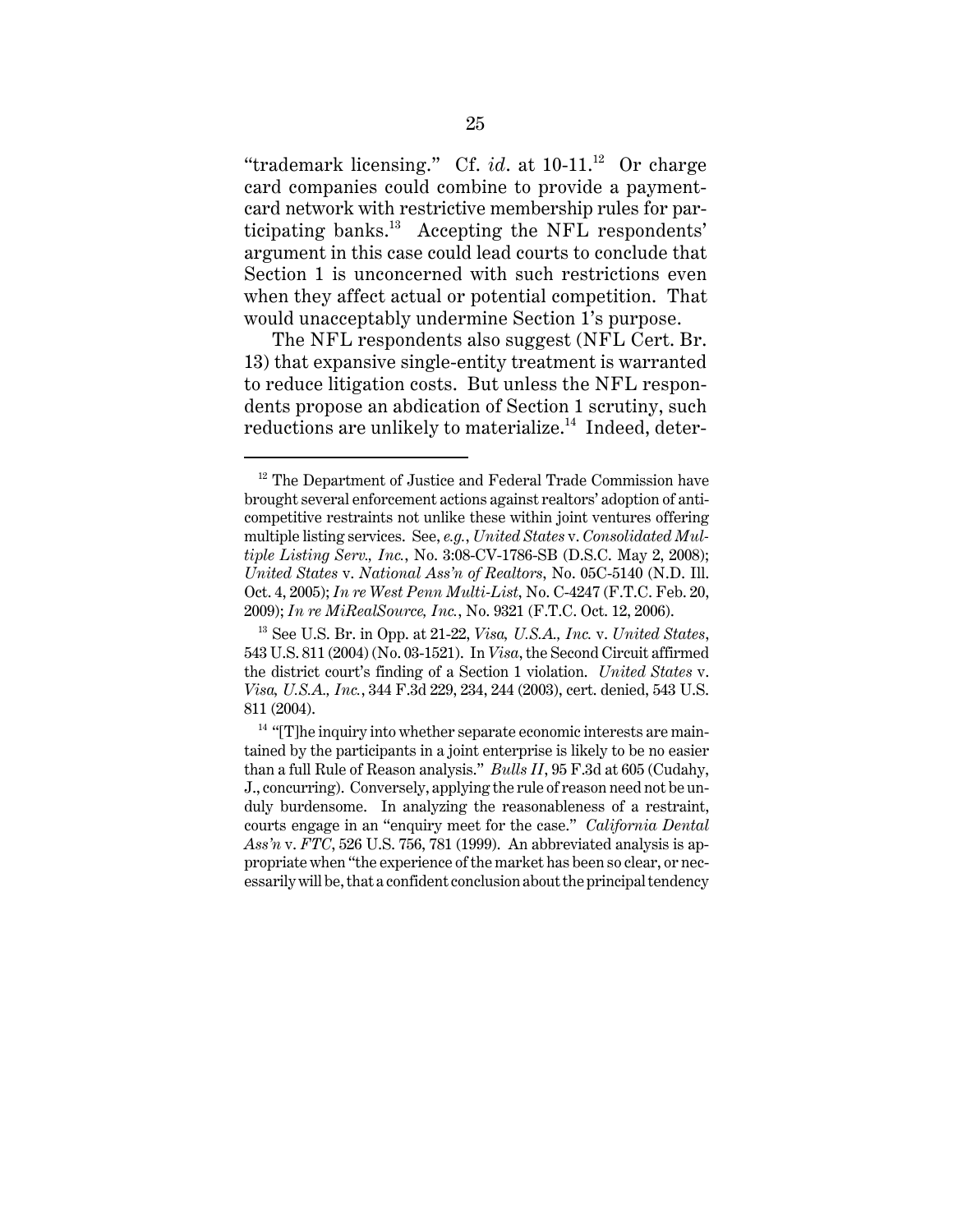"trademark licensing." Cf. *id*. at 10-11.[12] Or charge card companies could combine to provide a payment-card network with restrictive membership rules for participating banks.[13] Accepting the NFL respondents' argument in this case could lead courts to conclude that Section 1 is unconcerned with such restrictions even when they affect actual or potential competition. That would unacceptably undermine Section 1's purpose.

The NFL respondents also suggest (NFL Cert. Br. 13) that expansive single-entity treatment is warranted to reduce litigation costs. But unless the NFL respondents propose an abdication of Section 1 scrutiny, such reductions are unlikely to materialize.[14] Indeed, deter-

---

[12] The Department of Justice and Federal Trade Commission have brought several enforcement actions against realtors' adoption of anti-competitive restraints not unlike these within joint ventures offering multiple listing services. See, *e.g.*, *United States* v. *Consolidated Multiple Listing Serv., Inc.*, No. 3:08-CV-1786-SB (D.S.C. May 2, 2008); *United States* v. *National Ass'n of Realtors*, No. 05C-5140 (N.D. Ill. Oct. 4, 2005); *In re West Penn Multi-List*, No. C-4247 (F.T.C. Feb. 20, 2009); *In re MiRealSource, Inc.*, No. 9321 (F.T.C. Oct. 12, 2006).

[13] See U.S. Br. in Opp. at 21-22, *Visa, U.S.A., Inc.* v. *United States*, 543 U.S. 811 (2004) (No. 03-1521). In *Visa*, the Second Circuit affirmed the district court's finding of a Section 1 violation. *United States* v. *Visa, U.S.A., Inc.*, 344 F.3d 229, 234, 244 (2003), cert. denied, 543 U.S. 811 (2004).

[14] "[T]he inquiry into whether separate economic interests are maintained by the participants in a joint enterprise is likely to be no easier than a full Rule of Reason analysis." *Bulls II*, 95 F.3d at 605 (Cudahy, J., concurring). Conversely, applying the rule of reason need not be unduly burdensome. In analyzing the reasonableness of a restraint, courts engage in an "enquiry meet for the case." *California Dental Ass'n* v. *FTC*, 526 U.S. 756, 781 (1999). An abbreviated analysis is appropriate when "the experience of the market has been so clear, or necessarily will be, that a confident conclusion about the principal tendency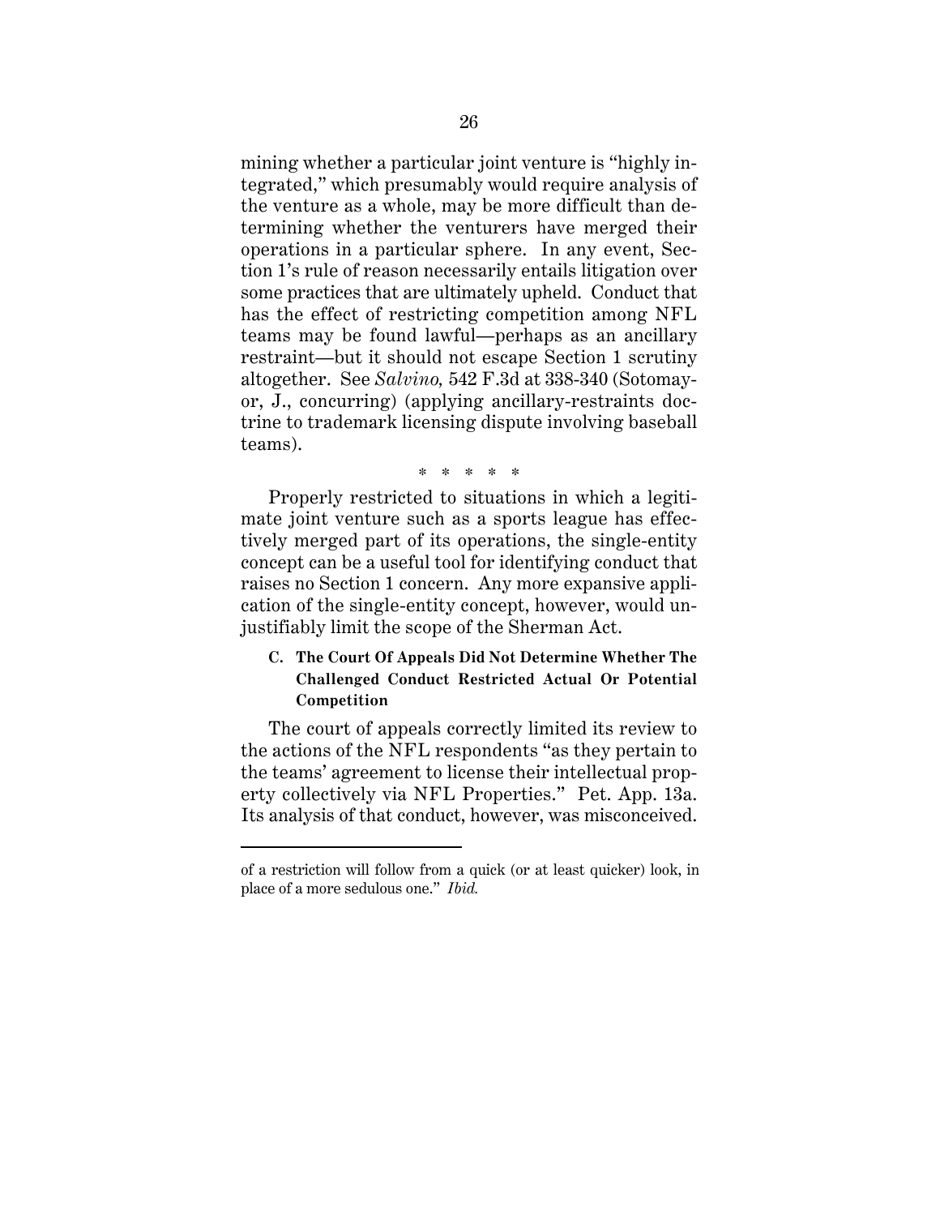mining whether a particular joint venture is "highly integrated," which presumably would require analysis of the venture as a whole, may be more difficult than determining whether the venturers have merged their operations in a particular sphere. In any event, Section 1's rule of reason necessarily entails litigation over some practices that are ultimately upheld. Conduct that has the effect of restricting competition among NFL teams may be found lawful—perhaps as an ancillary restraint—but it should not escape Section 1 scrutiny altogether. See *Salvino,* 542 F.3d at 338-340 (Sotomayor, J., concurring) (applying ancillary-restraints doctrine to trademark licensing dispute involving baseball teams).

\* \* \* \* \*

Properly restricted to situations in which a legitimate joint venture such as a sports league has effectively merged part of its operations, the single-entity concept can be a useful tool for identifying conduct that raises no Section 1 concern. Any more expansive application of the single-entity concept, however, would unjustifiably limit the scope of the Sherman Act.

### C. The Court Of Appeals Did Not Determine Whether The Challenged Conduct Restricted Actual Or Potential Competition

The court of appeals correctly limited its review to the actions of the NFL respondents "as they pertain to the teams' agreement to license their intellectual property collectively via NFL Properties." Pet. App. 13a. Its analysis of that conduct, however, was misconceived.

---

of a restriction will follow from a quick (or at least quicker) look, in place of a more sedulous one." *Ibid.*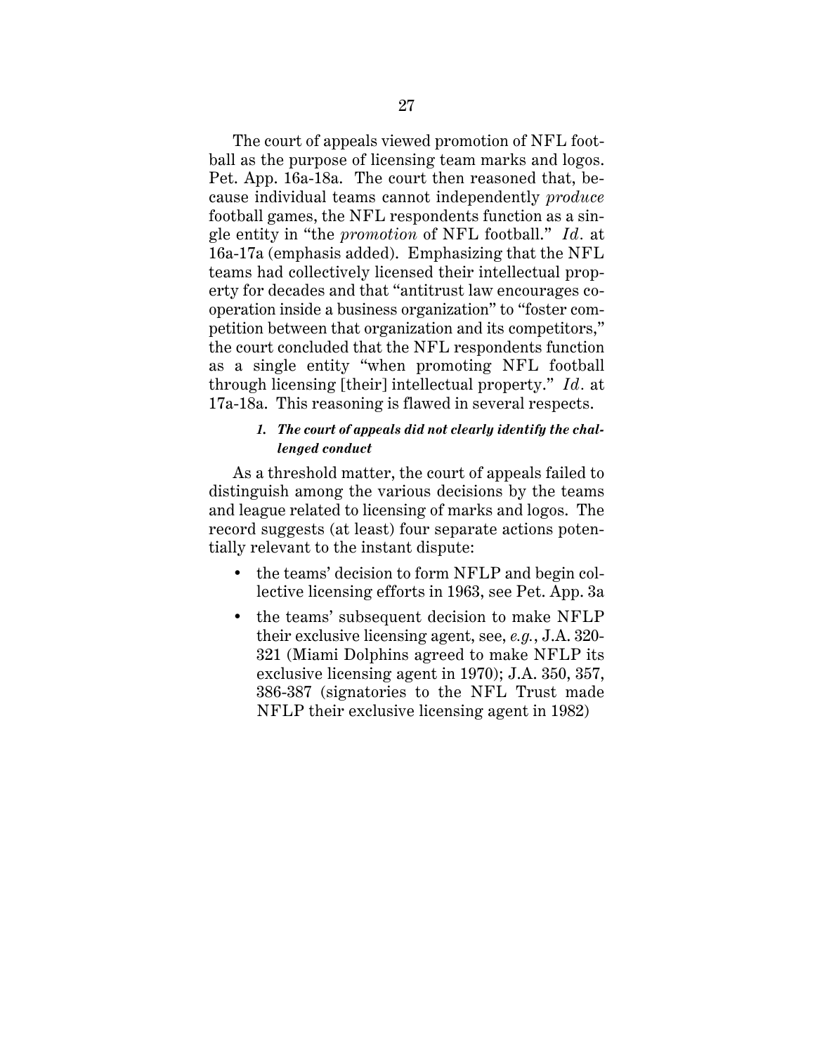The court of appeals viewed promotion of NFL football as the purpose of licensing team marks and logos. Pet. App. 16a-18a. The court then reasoned that, because individual teams cannot independently *produce* football games, the NFL respondents function as a single entity in "the *promotion* of NFL football." *Id.* at 16a-17a (emphasis added). Emphasizing that the NFL teams had collectively licensed their intellectual property for decades and that "antitrust law encourages cooperation inside a business organization" to "foster competition between that organization and its competitors," the court concluded that the NFL respondents function as a single entity "when promoting NFL football through licensing [their] intellectual property." *Id.* at 17a-18a. This reasoning is flawed in several respects.

#### *1. The court of appeals did not clearly identify the challenged conduct*

As a threshold matter, the court of appeals failed to distinguish among the various decisions by the teams and league related to licensing of marks and logos. The record suggests (at least) four separate actions potentially relevant to the instant dispute:

- the teams' decision to form NFLP and begin collective licensing efforts in 1963, see Pet. App. 3a
- the teams' subsequent decision to make NFLP their exclusive licensing agent, see, *e.g.*, J.A. 320-321 (Miami Dolphins agreed to make NFLP its exclusive licensing agent in 1970); J.A. 350, 357, 386-387 (signatories to the NFL Trust made NFLP their exclusive licensing agent in 1982)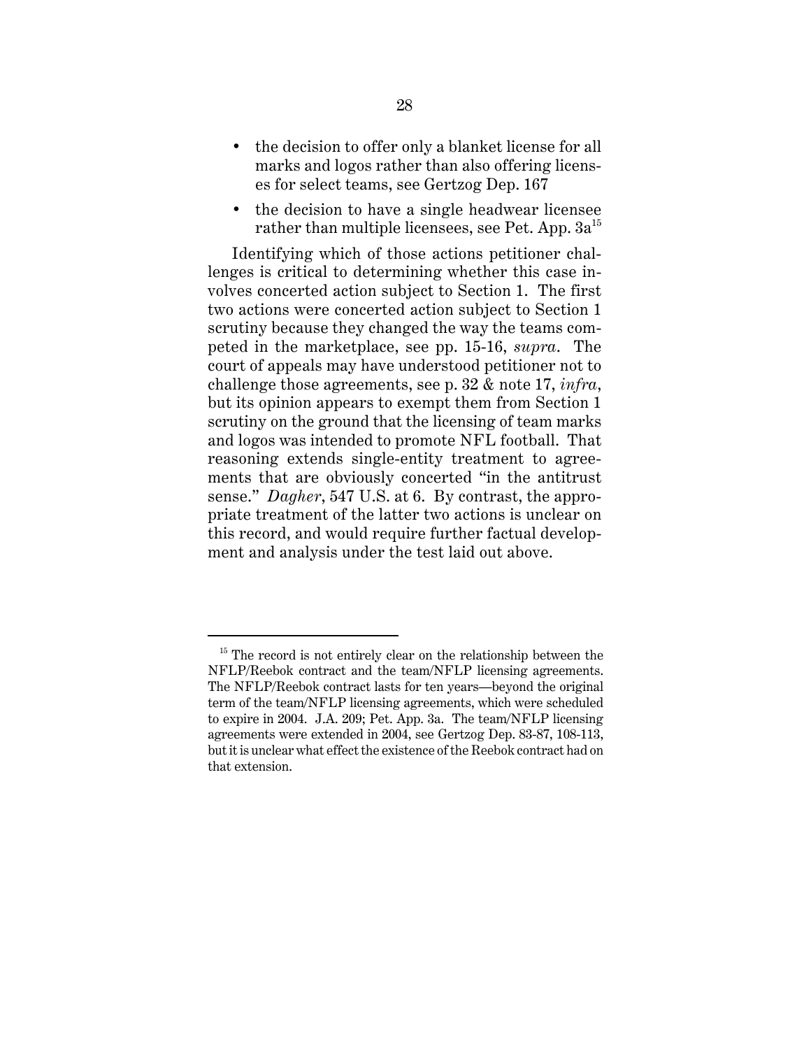- the decision to offer only a blanket license for all marks and logos rather than also offering licenses for select teams, see Gertzog Dep. 167
- the decision to have a single headwear licensee rather than multiple licensees, see Pet. App. 3a[15]

Identifying which of those actions petitioner challenges is critical to determining whether this case involves concerted action subject to Section 1. The first two actions were concerted action subject to Section 1 scrutiny because they changed the way the teams competed in the marketplace, see pp. 15-16, *supra*. The court of appeals may have understood petitioner not to challenge those agreements, see p. 32 & note 17, *infra*, but its opinion appears to exempt them from Section 1 scrutiny on the ground that the licensing of team marks and logos was intended to promote NFL football. That reasoning extends single-entity treatment to agreements that are obviously concerted "in the antitrust sense." *Dagher*, 547 U.S. at 6. By contrast, the appropriate treatment of the latter two actions is unclear on this record, and would require further factual development and analysis under the test laid out above.

---

[15] The record is not entirely clear on the relationship between the NFLP/Reebok contract and the team/NFLP licensing agreements. The NFLP/Reebok contract lasts for ten years—beyond the original term of the team/NFLP licensing agreements, which were scheduled to expire in 2004. J.A. 209; Pet. App. 3a. The team/NFLP licensing agreements were extended in 2004, see Gertzog Dep. 83-87, 108-113, but it is unclear what effect the existence of the Reebok contract had on that extension.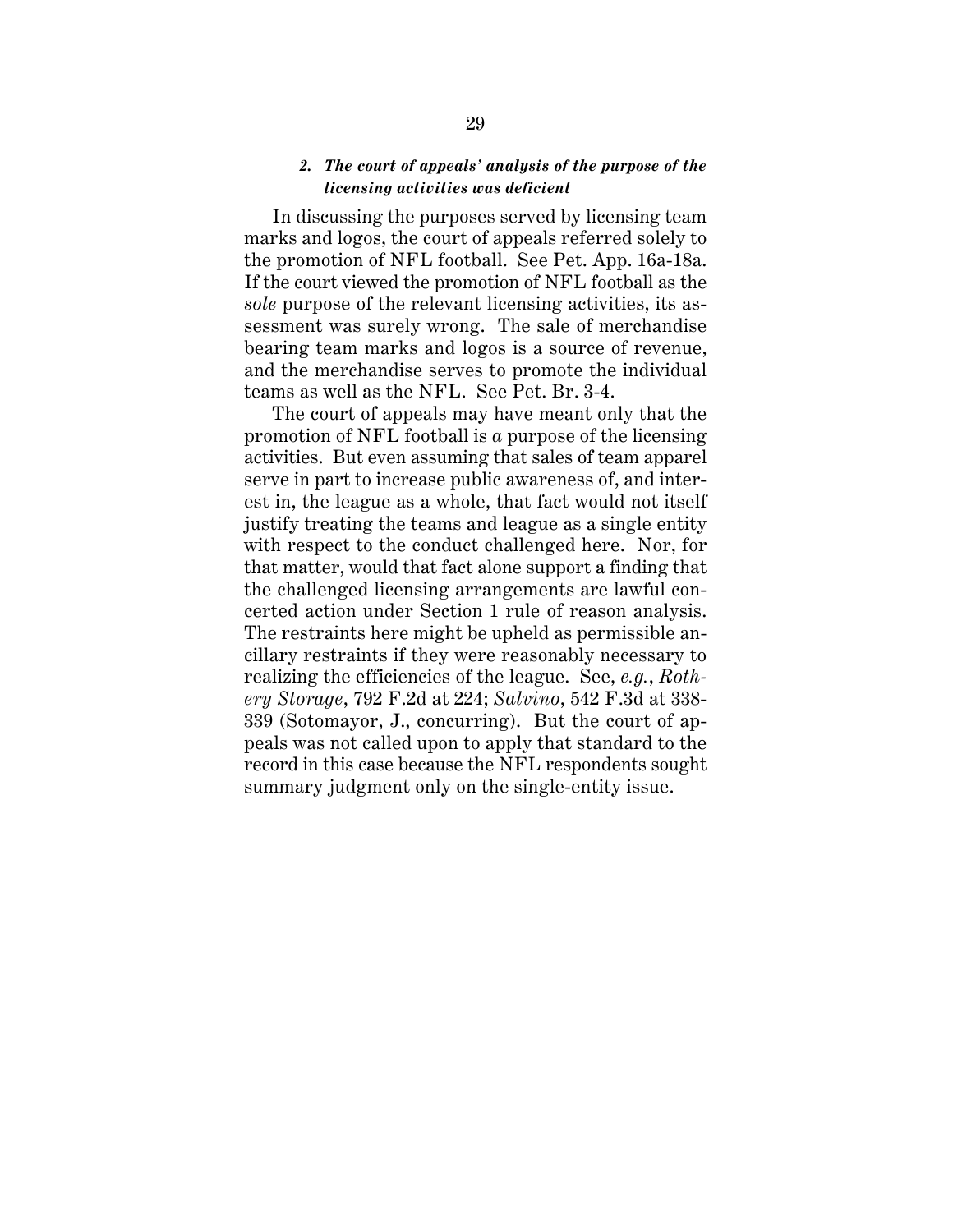### 2. *The court of appeals' analysis of the purpose of the licensing activities was deficient*

In discussing the purposes served by licensing team marks and logos, the court of appeals referred solely to the promotion of NFL football. See Pet. App. 16a-18a. If the court viewed the promotion of NFL football as the *sole* purpose of the relevant licensing activities, its assessment was surely wrong. The sale of merchandise bearing team marks and logos is a source of revenue, and the merchandise serves to promote the individual teams as well as the NFL. See Pet. Br. 3-4.

The court of appeals may have meant only that the promotion of NFL football is *a* purpose of the licensing activities. But even assuming that sales of team apparel serve in part to increase public awareness of, and interest in, the league as a whole, that fact would not itself justify treating the teams and league as a single entity with respect to the conduct challenged here. Nor, for that matter, would that fact alone support a finding that the challenged licensing arrangements are lawful concerted action under Section 1 rule of reason analysis. The restraints here might be upheld as permissible ancillary restraints if they were reasonably necessary to realizing the efficiencies of the league. See, *e.g.*, *Rothery Storage*, 792 F.2d at 224; *Salvino*, 542 F.3d at 338-339 (Sotomayor, J., concurring). But the court of appeals was not called upon to apply that standard to the record in this case because the NFL respondents sought summary judgment only on the single-entity issue.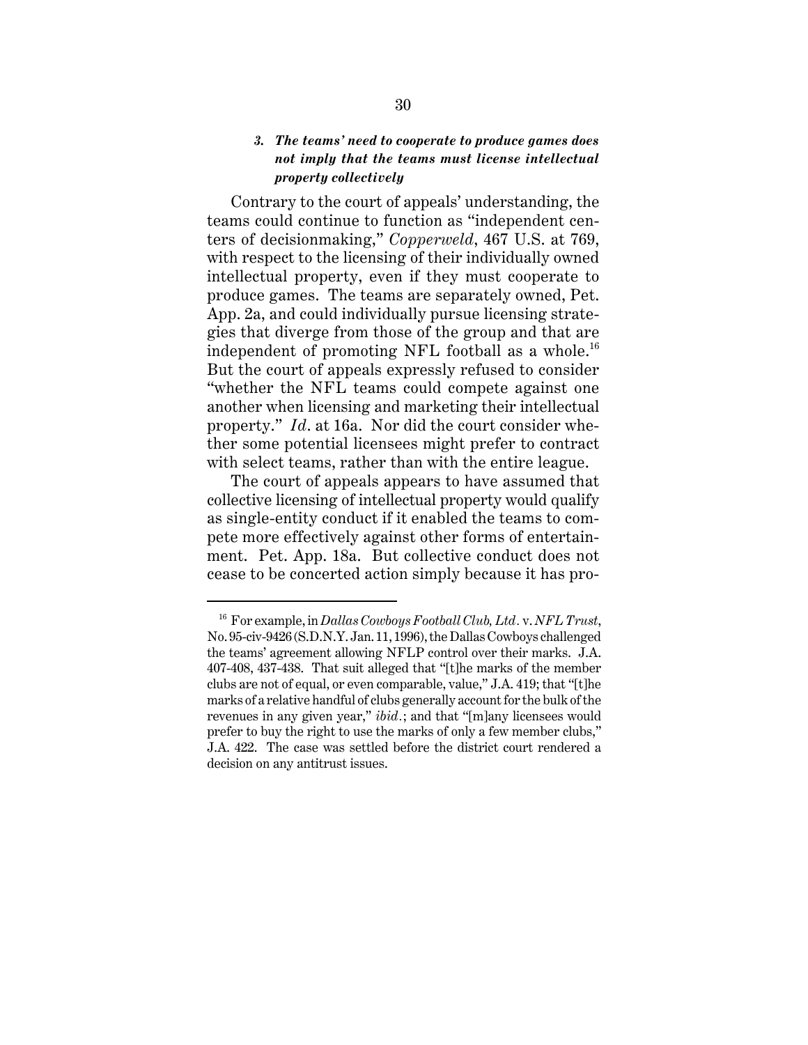### *3. The teams' need to cooperate to produce games does not imply that the teams must license intellectual property collectively*

Contrary to the court of appeals' understanding, the teams could continue to function as "independent centers of decisionmaking," *Copperweld*, 467 U.S. at 769, with respect to the licensing of their individually owned intellectual property, even if they must cooperate to produce games. The teams are separately owned, Pet. App. 2a, and could individually pursue licensing strategies that diverge from those of the group and that are independent of promoting NFL football as a whole.[16] But the court of appeals expressly refused to consider "whether the NFL teams could compete against one another when licensing and marketing their intellectual property." *Id.* at 16a. Nor did the court consider whether some potential licensees might prefer to contract with select teams, rather than with the entire league.

The court of appeals appears to have assumed that collective licensing of intellectual property would qualify as single-entity conduct if it enabled the teams to compete more effectively against other forms of entertainment. Pet. App. 18a. But collective conduct does not cease to be concerted action simply because it has pro-

---

[16] For example, in *Dallas Cowboys Football Club, Ltd.* v. *NFL Trust*, No. 95-civ-9426 (S.D.N.Y. Jan. 11, 1996), the Dallas Cowboys challenged the teams' agreement allowing NFLP control over their marks. J.A. 407-408, 437-438. That suit alleged that "[t]he marks of the member clubs are not of equal, or even comparable, value," J.A. 419; that "[t]he marks of a relative handful of clubs generally account for the bulk of the revenues in any given year," *ibid.*; and that "[m]any licensees would prefer to buy the right to use the marks of only a few member clubs," J.A. 422. The case was settled before the district court rendered a decision on any antitrust issues.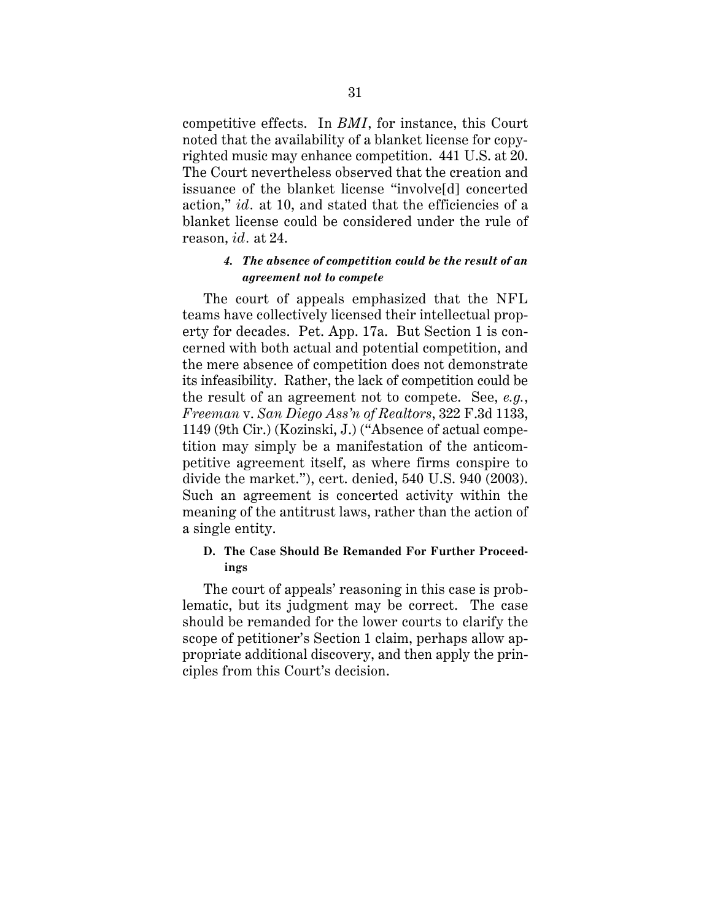competitive effects. In *BMI*, for instance, this Court noted that the availability of a blanket license for copyrighted music may enhance competition. 441 U.S. at 20. The Court nevertheless observed that the creation and issuance of the blanket license "involve[d] concerted action," *id.* at 10, and stated that the efficiencies of a blanket license could be considered under the rule of reason, *id.* at 24.

#### 4. *The absence of competition could be the result of an agreement not to compete*

The court of appeals emphasized that the NFL teams have collectively licensed their intellectual property for decades. Pet. App. 17a. But Section 1 is concerned with both actual and potential competition, and the mere absence of competition does not demonstrate its infeasibility. Rather, the lack of competition could be the result of an agreement not to compete. See, *e.g.*, *Freeman* v. *San Diego Ass'n of Realtors*, 322 F.3d 1133, 1149 (9th Cir.) (Kozinski, J.) ("Absence of actual competition may simply be a manifestation of the anticompetitive agreement itself, as where firms conspire to divide the market."), cert. denied, 540 U.S. 940 (2003). Such an agreement is concerted activity within the meaning of the antitrust laws, rather than the action of a single entity.

### D. The Case Should Be Remanded For Further Proceedings

The court of appeals' reasoning in this case is problematic, but its judgment may be correct. The case should be remanded for the lower courts to clarify the scope of petitioner's Section 1 claim, perhaps allow appropriate additional discovery, and then apply the principles from this Court's decision.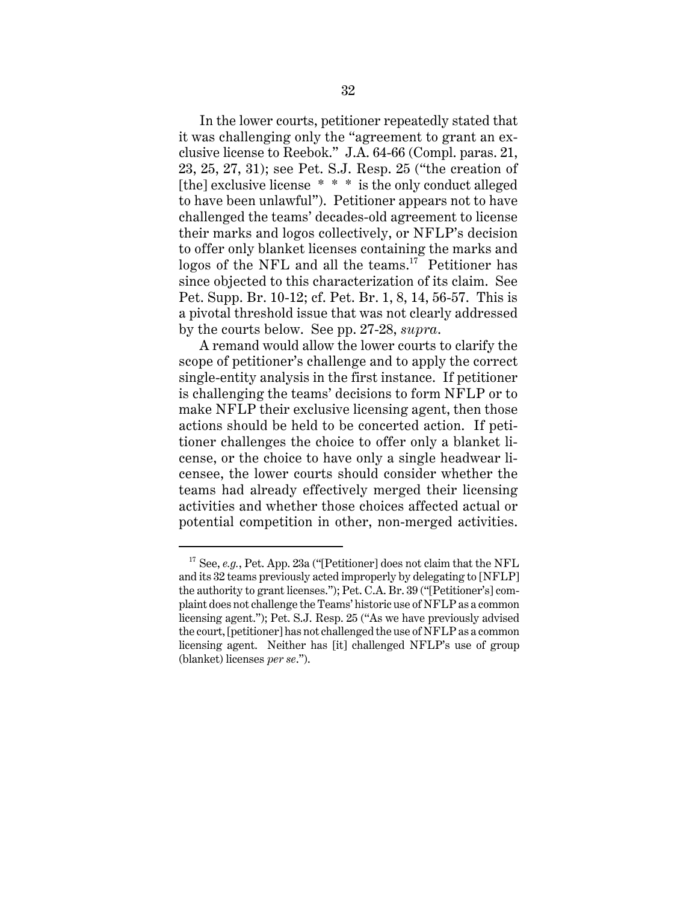In the lower courts, petitioner repeatedly stated that it was challenging only the "agreement to grant an exclusive license to Reebok." J.A. 64-66 (Compl. paras. 21, 23, 25, 27, 31); see Pet. S.J. Resp. 25 ("the creation of [the] exclusive license * * * is the only conduct alleged to have been unlawful"). Petitioner appears not to have challenged the teams' decades-old agreement to license their marks and logos collectively, or NFLP's decision to offer only blanket licenses containing the marks and logos of the NFL and all the teams.[17] Petitioner has since objected to this characterization of its claim. See Pet. Supp. Br. 10-12; cf. Pet. Br. 1, 8, 14, 56-57. This is a pivotal threshold issue that was not clearly addressed by the courts below. See pp. 27-28, *supra*.

A remand would allow the lower courts to clarify the scope of petitioner's challenge and to apply the correct single-entity analysis in the first instance. If petitioner is challenging the teams' decisions to form NFLP or to make NFLP their exclusive licensing agent, then those actions should be held to be concerted action. If petitioner challenges the choice to offer only a blanket license, or the choice to have only a single headwear licensee, the lower courts should consider whether the teams had already effectively merged their licensing activities and whether those choices affected actual or potential competition in other, non-merged activities.

---

[17] See, *e.g.*, Pet. App. 23a ("[Petitioner] does not claim that the NFL and its 32 teams previously acted improperly by delegating to [NFLP] the authority to grant licenses."); Pet. C.A. Br. 39 ("[Petitioner's] complaint does not challenge the Teams' historic use of NFLP as a common licensing agent."); Pet. S.J. Resp. 25 ("As we have previously advised the court, [petitioner] has not challenged the use of NFLP as a common licensing agent. Neither has [it] challenged NFLP's use of group (blanket) licenses *per se*.").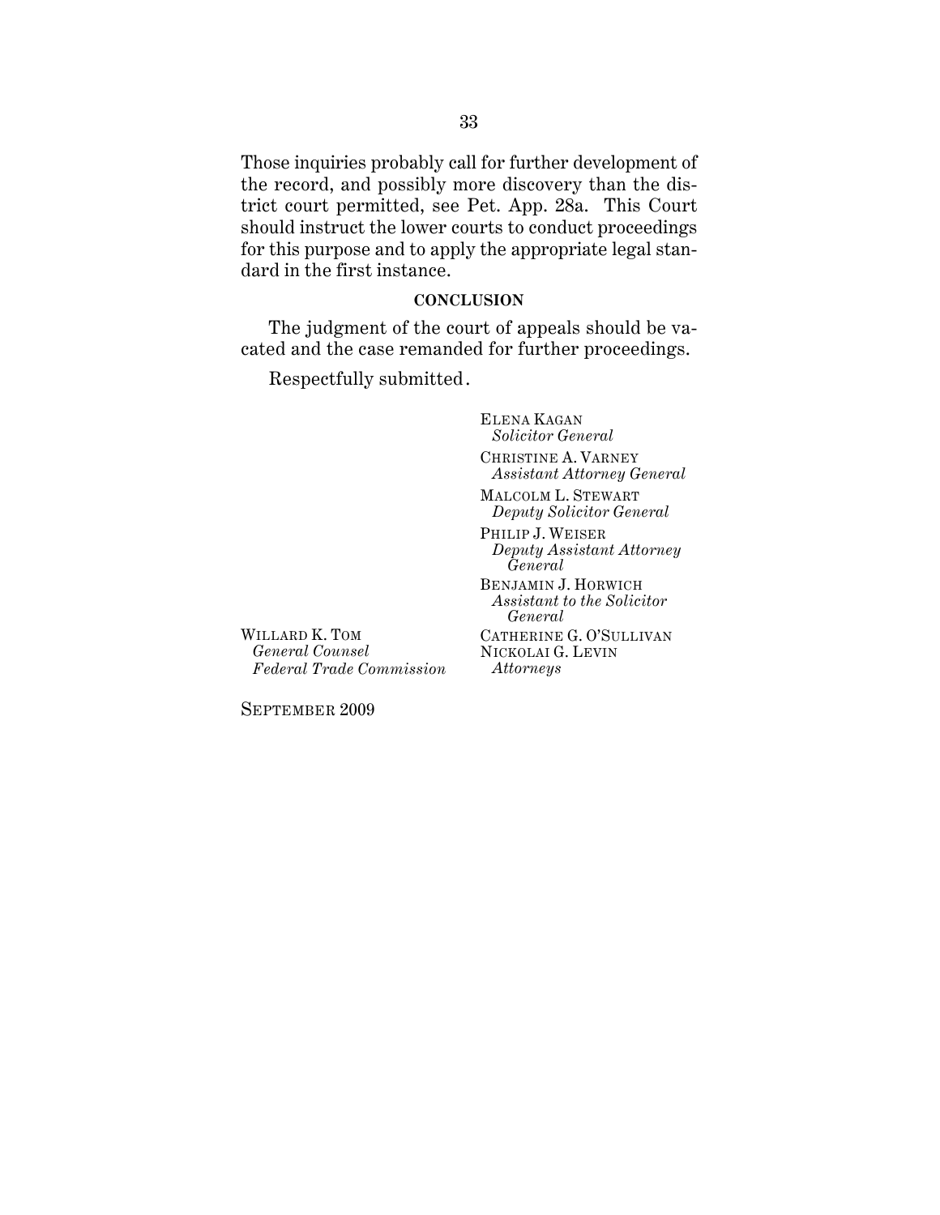Those inquiries probably call for further development of the record, and possibly more discovery than the district court permitted, see Pet. App. 28a. This Court should instruct the lower courts to conduct proceedings for this purpose and to apply the appropriate legal standard in the first instance.

## CONCLUSION

The judgment of the court of appeals should be vacated and the case remanded for further proceedings.

Respectfully submitted.

ELENA KAGAN
*Solicitor General*

CHRISTINE A. VARNEY
*Assistant Attorney General*

MALCOLM L. STEWART
*Deputy Solicitor General*

PHILIP J. WEISER
*Deputy Assistant Attorney General*

BENJAMIN J. HORWICH
*Assistant to the Solicitor General*

CATHERINE G. O'SULLIVAN
NICKOLAI G. LEVIN
*Attorneys*

WILLARD K. TOM
*General Counsel*
*Federal Trade Commission*

SEPTEMBER 2009